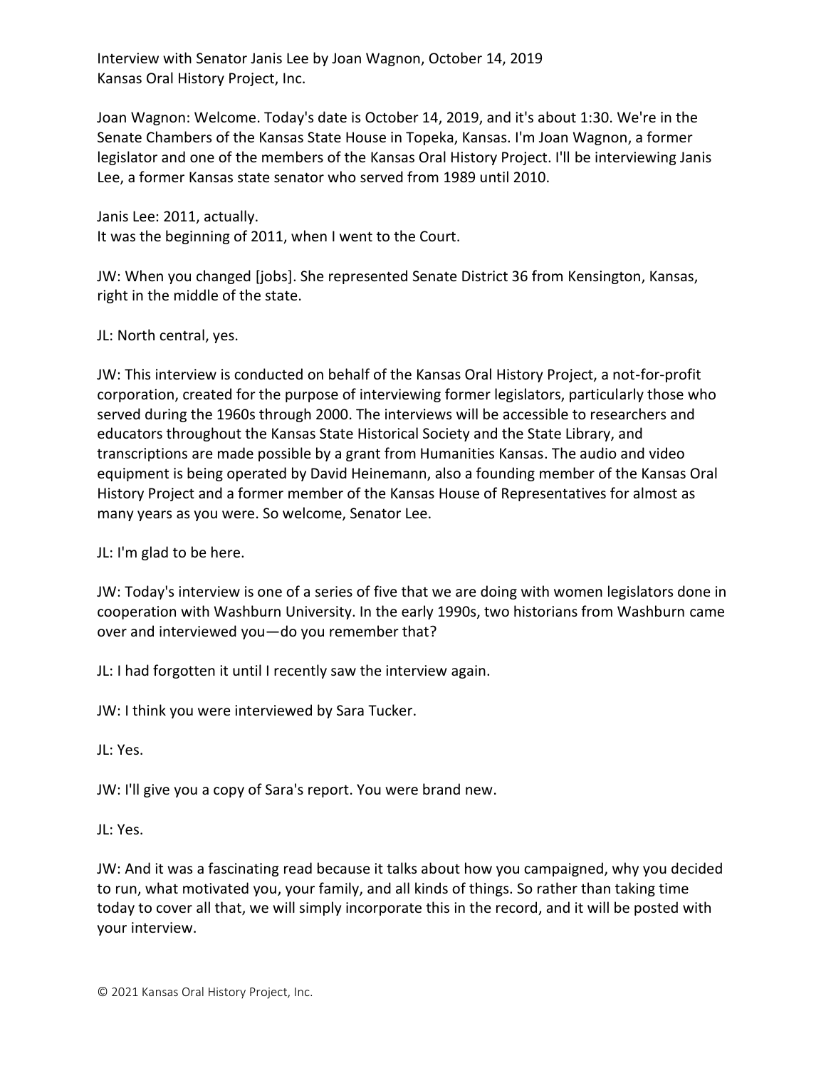Interview with Senator Janis Lee by Joan Wagnon, October 14, 2019
Kansas Oral History Project, Inc.

Joan Wagnon: Welcome. Today's date is October 14, 2019, and it's about 1:30. We're in the Senate Chambers of the Kansas State House in Topeka, Kansas. I'm Joan Wagnon, a former legislator and one of the members of the Kansas Oral History Project. I'll be interviewing Janis Lee, a former Kansas state senator who served from 1989 until 2010.

Janis Lee: 2011, actually.
It was the beginning of 2011, when I went to the Court.

JW: When you changed [jobs]. She represented Senate District 36 from Kensington, Kansas, right in the middle of the state.

JL: North central, yes.

JW: This interview is conducted on behalf of the Kansas Oral History Project, a not-for-profit corporation, created for the purpose of interviewing former legislators, particularly those who served during the 1960s through 2000. The interviews will be accessible to researchers and educators throughout the Kansas State Historical Society and the State Library, and transcriptions are made possible by a grant from Humanities Kansas. The audio and video equipment is being operated by David Heinemann, also a founding member of the Kansas Oral History Project and a former member of the Kansas House of Representatives for almost as many years as you were. So welcome, Senator Lee.

JL: I'm glad to be here.

JW: Today's interview is one of a series of five that we are doing with women legislators done in cooperation with Washburn University. In the early 1990s, two historians from Washburn came over and interviewed you—do you remember that?

JL: I had forgotten it until I recently saw the interview again.

JW: I think you were interviewed by Sara Tucker.

JL: Yes.

JW: I'll give you a copy of Sara's report. You were brand new.

JL: Yes.

JW: And it was a fascinating read because it talks about how you campaigned, why you decided to run, what motivated you, your family, and all kinds of things. So rather than taking time today to cover all that, we will simply incorporate this in the record, and it will be posted with your interview.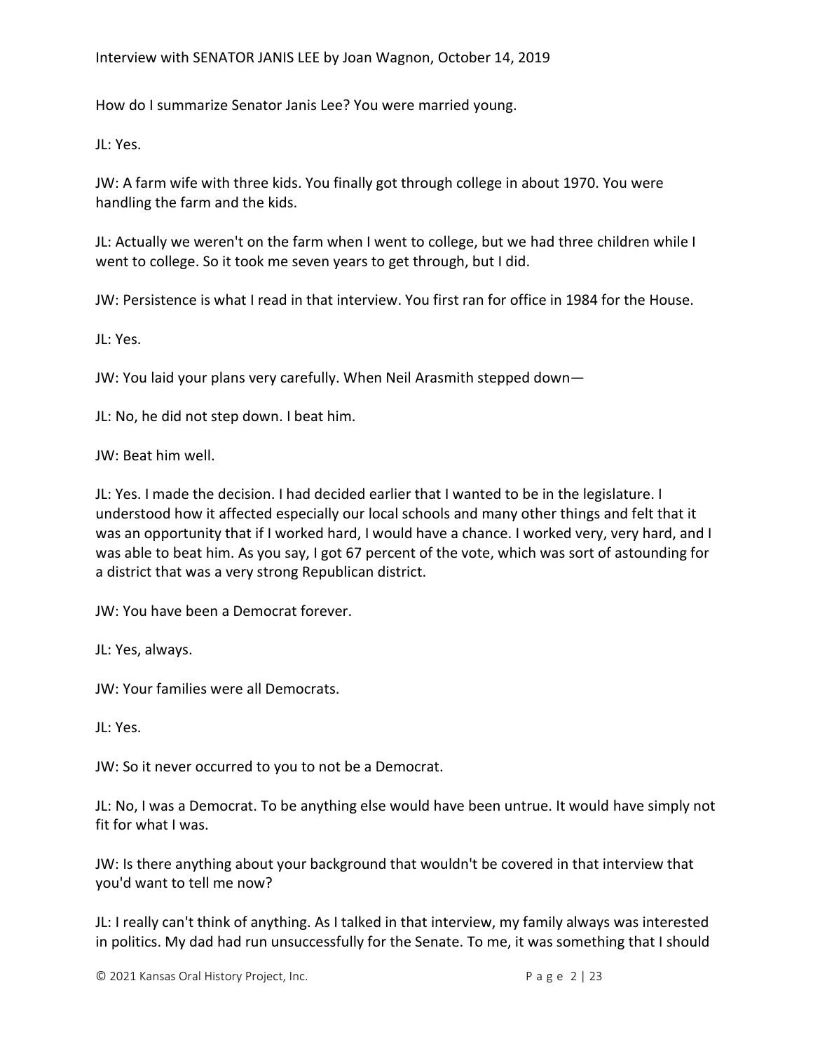How do I summarize Senator Janis Lee? You were married young.

JL: Yes.

JW: A farm wife with three kids. You finally got through college in about 1970. You were handling the farm and the kids.

JL: Actually we weren't on the farm when I went to college, but we had three children while I went to college. So it took me seven years to get through, but I did.

JW: Persistence is what I read in that interview. You first ran for office in 1984 for the House.

JL: Yes.

JW: You laid your plans very carefully. When Neil Arasmith stepped down—

JL: No, he did not step down. I beat him.

JW: Beat him well.

JL: Yes. I made the decision. I had decided earlier that I wanted to be in the legislature. I understood how it affected especially our local schools and many other things and felt that it was an opportunity that if I worked hard, I would have a chance. I worked very, very hard, and I was able to beat him. As you say, I got 67 percent of the vote, which was sort of astounding for a district that was a very strong Republican district.

JW: You have been a Democrat forever.

JL: Yes, always.

JW: Your families were all Democrats.

JL: Yes.

JW: So it never occurred to you to not be a Democrat.

JL: No, I was a Democrat. To be anything else would have been untrue. It would have simply not fit for what I was.

JW: Is there anything about your background that wouldn't be covered in that interview that you'd want to tell me now?

JL: I really can't think of anything. As I talked in that interview, my family always was interested in politics. My dad had run unsuccessfully for the Senate. To me, it was something that I should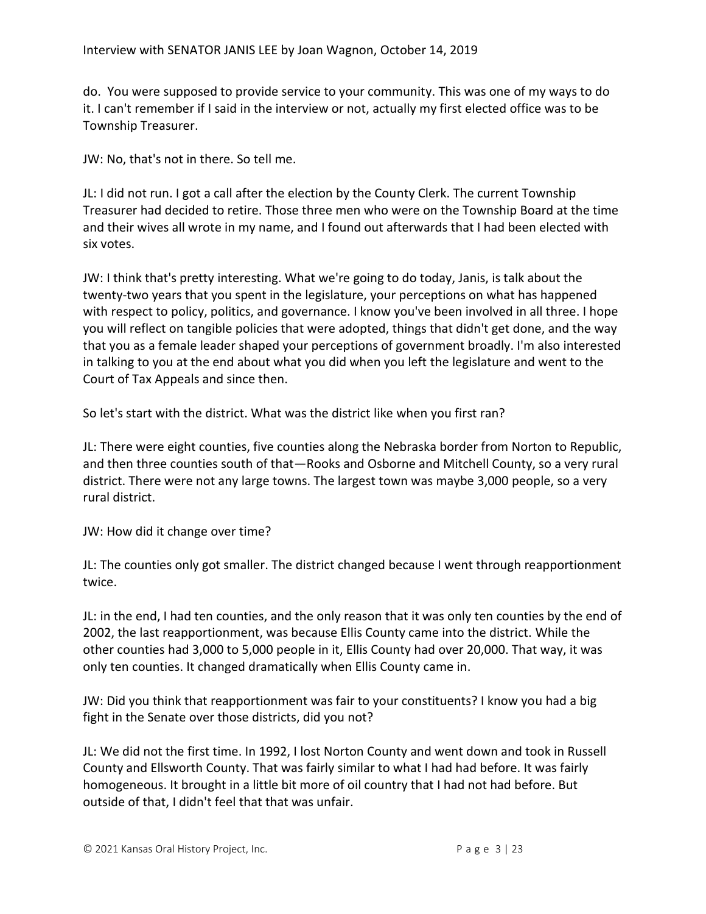do. You were supposed to provide service to your community. This was one of my ways to do it. I can't remember if I said in the interview or not, actually my first elected office was to be Township Treasurer.

JW: No, that's not in there. So tell me.

JL: I did not run. I got a call after the election by the County Clerk. The current Township Treasurer had decided to retire. Those three men who were on the Township Board at the time and their wives all wrote in my name, and I found out afterwards that I had been elected with six votes.

JW: I think that's pretty interesting. What we're going to do today, Janis, is talk about the twenty-two years that you spent in the legislature, your perceptions on what has happened with respect to policy, politics, and governance. I know you've been involved in all three. I hope you will reflect on tangible policies that were adopted, things that didn't get done, and the way that you as a female leader shaped your perceptions of government broadly. I'm also interested in talking to you at the end about what you did when you left the legislature and went to the Court of Tax Appeals and since then.

So let's start with the district. What was the district like when you first ran?

JL: There were eight counties, five counties along the Nebraska border from Norton to Republic, and then three counties south of that—Rooks and Osborne and Mitchell County, so a very rural district. There were not any large towns. The largest town was maybe 3,000 people, so a very rural district.

JW: How did it change over time?

JL: The counties only got smaller. The district changed because I went through reapportionment twice.

JL: in the end, I had ten counties, and the only reason that it was only ten counties by the end of 2002, the last reapportionment, was because Ellis County came into the district. While the other counties had 3,000 to 5,000 people in it, Ellis County had over 20,000. That way, it was only ten counties. It changed dramatically when Ellis County came in.

JW: Did you think that reapportionment was fair to your constituents? I know you had a big fight in the Senate over those districts, did you not?

JL: We did not the first time. In 1992, I lost Norton County and went down and took in Russell County and Ellsworth County. That was fairly similar to what I had had before. It was fairly homogeneous. It brought in a little bit more of oil country that I had not had before. But outside of that, I didn't feel that that was unfair.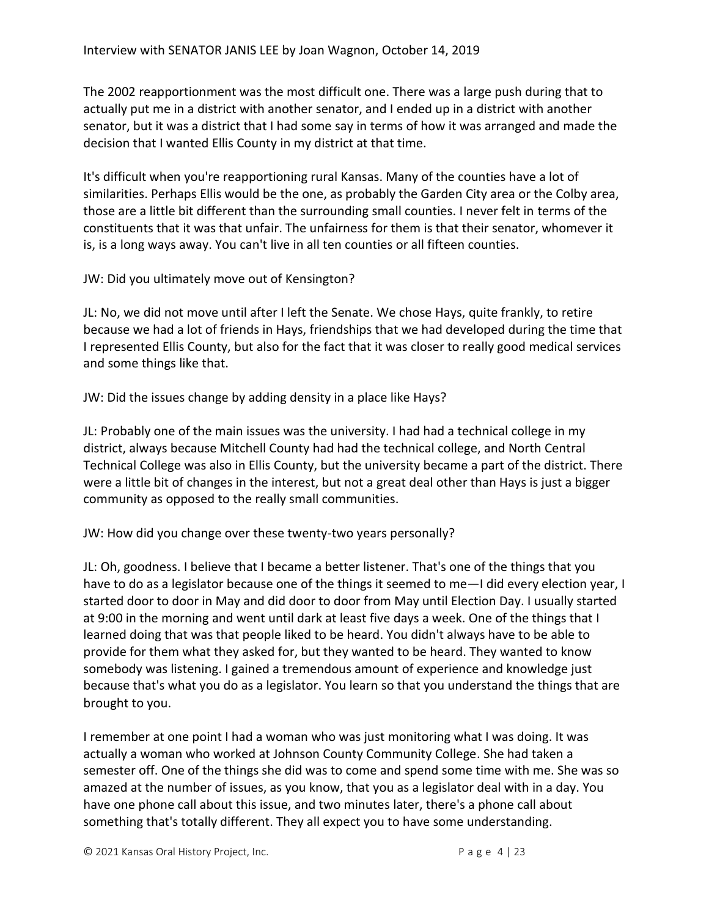The 2002 reapportionment was the most difficult one. There was a large push during that to actually put me in a district with another senator, and I ended up in a district with another senator, but it was a district that I had some say in terms of how it was arranged and made the decision that I wanted Ellis County in my district at that time.

It's difficult when you're reapportioning rural Kansas. Many of the counties have a lot of similarities. Perhaps Ellis would be the one, as probably the Garden City area or the Colby area, those are a little bit different than the surrounding small counties. I never felt in terms of the constituents that it was that unfair. The unfairness for them is that their senator, whomever it is, is a long ways away. You can't live in all ten counties or all fifteen counties.

JW: Did you ultimately move out of Kensington?

JL: No, we did not move until after I left the Senate. We chose Hays, quite frankly, to retire because we had a lot of friends in Hays, friendships that we had developed during the time that I represented Ellis County, but also for the fact that it was closer to really good medical services and some things like that.

JW: Did the issues change by adding density in a place like Hays?

JL: Probably one of the main issues was the university. I had had a technical college in my district, always because Mitchell County had had the technical college, and North Central Technical College was also in Ellis County, but the university became a part of the district. There were a little bit of changes in the interest, but not a great deal other than Hays is just a bigger community as opposed to the really small communities.

JW: How did you change over these twenty-two years personally?

JL: Oh, goodness. I believe that I became a better listener. That's one of the things that you have to do as a legislator because one of the things it seemed to me—I did every election year, I started door to door in May and did door to door from May until Election Day. I usually started at 9:00 in the morning and went until dark at least five days a week. One of the things that I learned doing that was that people liked to be heard. You didn't always have to be able to provide for them what they asked for, but they wanted to be heard. They wanted to know somebody was listening. I gained a tremendous amount of experience and knowledge just because that's what you do as a legislator. You learn so that you understand the things that are brought to you.

I remember at one point I had a woman who was just monitoring what I was doing. It was actually a woman who worked at Johnson County Community College. She had taken a semester off. One of the things she did was to come and spend some time with me. She was so amazed at the number of issues, as you know, that you as a legislator deal with in a day. You have one phone call about this issue, and two minutes later, there's a phone call about something that's totally different. They all expect you to have some understanding.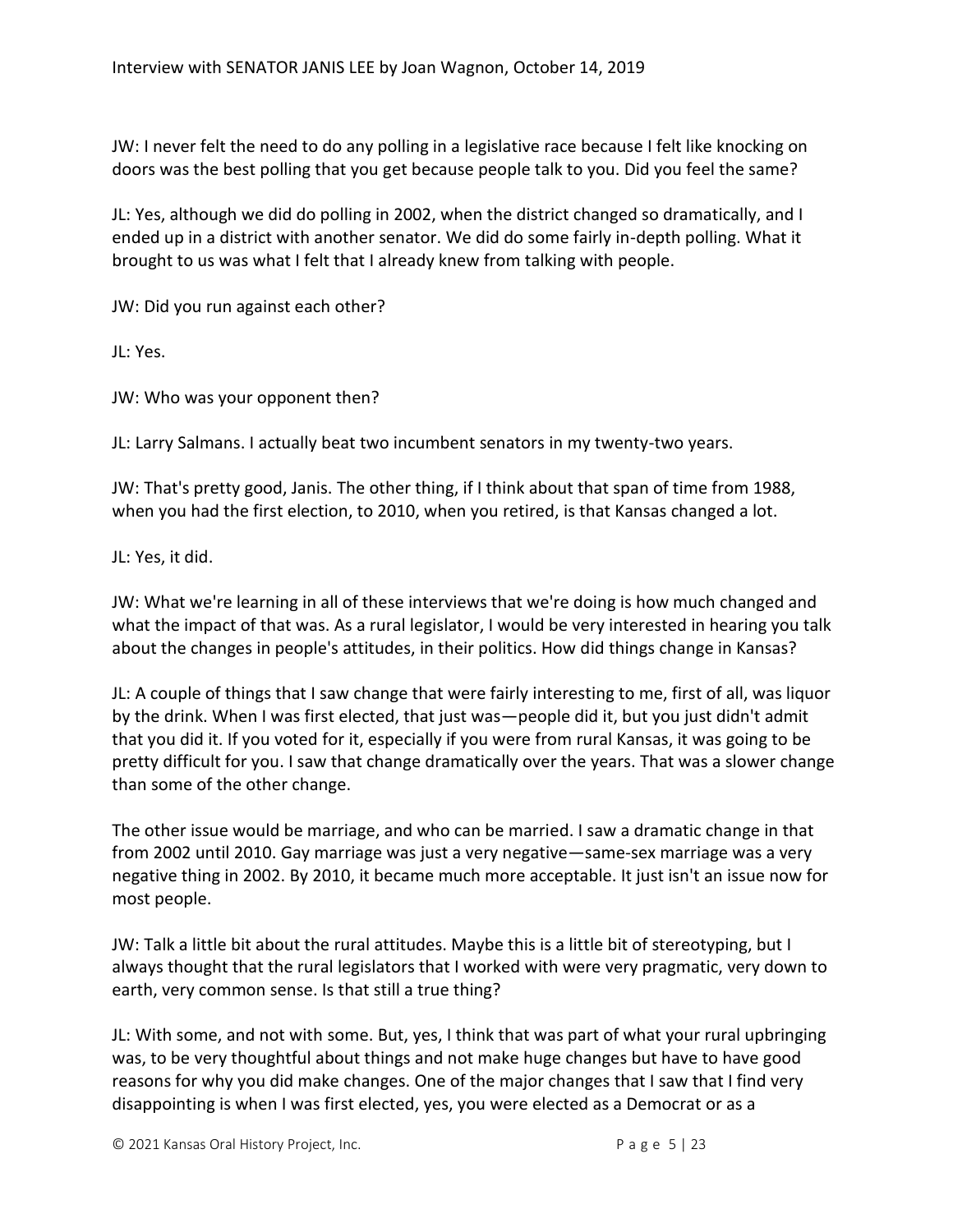JW: I never felt the need to do any polling in a legislative race because I felt like knocking on doors was the best polling that you get because people talk to you. Did you feel the same?

JL: Yes, although we did do polling in 2002, when the district changed so dramatically, and I ended up in a district with another senator. We did do some fairly in-depth polling. What it brought to us was what I felt that I already knew from talking with people.

JW: Did you run against each other?

JL: Yes.

JW: Who was your opponent then?

JL: Larry Salmans. I actually beat two incumbent senators in my twenty-two years.

JW: That's pretty good, Janis. The other thing, if I think about that span of time from 1988, when you had the first election, to 2010, when you retired, is that Kansas changed a lot.

JL: Yes, it did.

JW: What we're learning in all of these interviews that we're doing is how much changed and what the impact of that was. As a rural legislator, I would be very interested in hearing you talk about the changes in people's attitudes, in their politics. How did things change in Kansas?

JL: A couple of things that I saw change that were fairly interesting to me, first of all, was liquor by the drink. When I was first elected, that just was—people did it, but you just didn't admit that you did it. If you voted for it, especially if you were from rural Kansas, it was going to be pretty difficult for you. I saw that change dramatically over the years. That was a slower change than some of the other change.

The other issue would be marriage, and who can be married. I saw a dramatic change in that from 2002 until 2010. Gay marriage was just a very negative—same-sex marriage was a very negative thing in 2002. By 2010, it became much more acceptable. It just isn't an issue now for most people.

JW: Talk a little bit about the rural attitudes. Maybe this is a little bit of stereotyping, but I always thought that the rural legislators that I worked with were very pragmatic, very down to earth, very common sense. Is that still a true thing?

JL: With some, and not with some. But, yes, I think that was part of what your rural upbringing was, to be very thoughtful about things and not make huge changes but have to have good reasons for why you did make changes. One of the major changes that I saw that I find very disappointing is when I was first elected, yes, you were elected as a Democrat or as a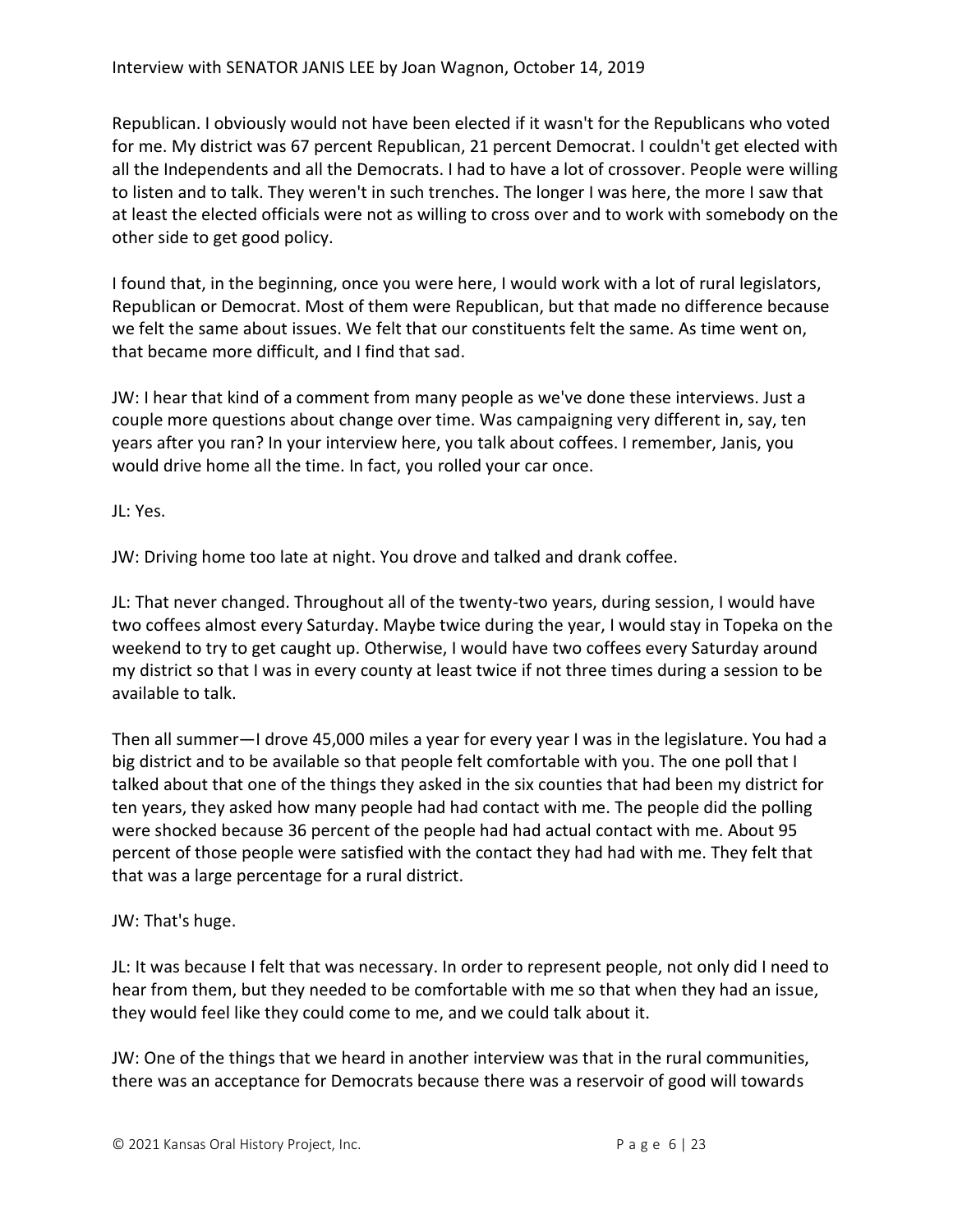Republican. I obviously would not have been elected if it wasn't for the Republicans who voted for me. My district was 67 percent Republican, 21 percent Democrat. I couldn't get elected with all the Independents and all the Democrats. I had to have a lot of crossover. People were willing to listen and to talk. They weren't in such trenches. The longer I was here, the more I saw that at least the elected officials were not as willing to cross over and to work with somebody on the other side to get good policy.

I found that, in the beginning, once you were here, I would work with a lot of rural legislators, Republican or Democrat. Most of them were Republican, but that made no difference because we felt the same about issues. We felt that our constituents felt the same. As time went on, that became more difficult, and I find that sad.

JW: I hear that kind of a comment from many people as we've done these interviews. Just a couple more questions about change over time. Was campaigning very different in, say, ten years after you ran? In your interview here, you talk about coffees. I remember, Janis, you would drive home all the time. In fact, you rolled your car once.

JL: Yes.

JW: Driving home too late at night. You drove and talked and drank coffee.

JL: That never changed. Throughout all of the twenty-two years, during session, I would have two coffees almost every Saturday. Maybe twice during the year, I would stay in Topeka on the weekend to try to get caught up. Otherwise, I would have two coffees every Saturday around my district so that I was in every county at least twice if not three times during a session to be available to talk.

Then all summer—I drove 45,000 miles a year for every year I was in the legislature. You had a big district and to be available so that people felt comfortable with you. The one poll that I talked about that one of the things they asked in the six counties that had been my district for ten years, they asked how many people had had contact with me. The people did the polling were shocked because 36 percent of the people had had actual contact with me. About 95 percent of those people were satisfied with the contact they had had with me. They felt that that was a large percentage for a rural district.

JW: That's huge.

JL: It was because I felt that was necessary. In order to represent people, not only did I need to hear from them, but they needed to be comfortable with me so that when they had an issue, they would feel like they could come to me, and we could talk about it.

JW: One of the things that we heard in another interview was that in the rural communities, there was an acceptance for Democrats because there was a reservoir of good will towards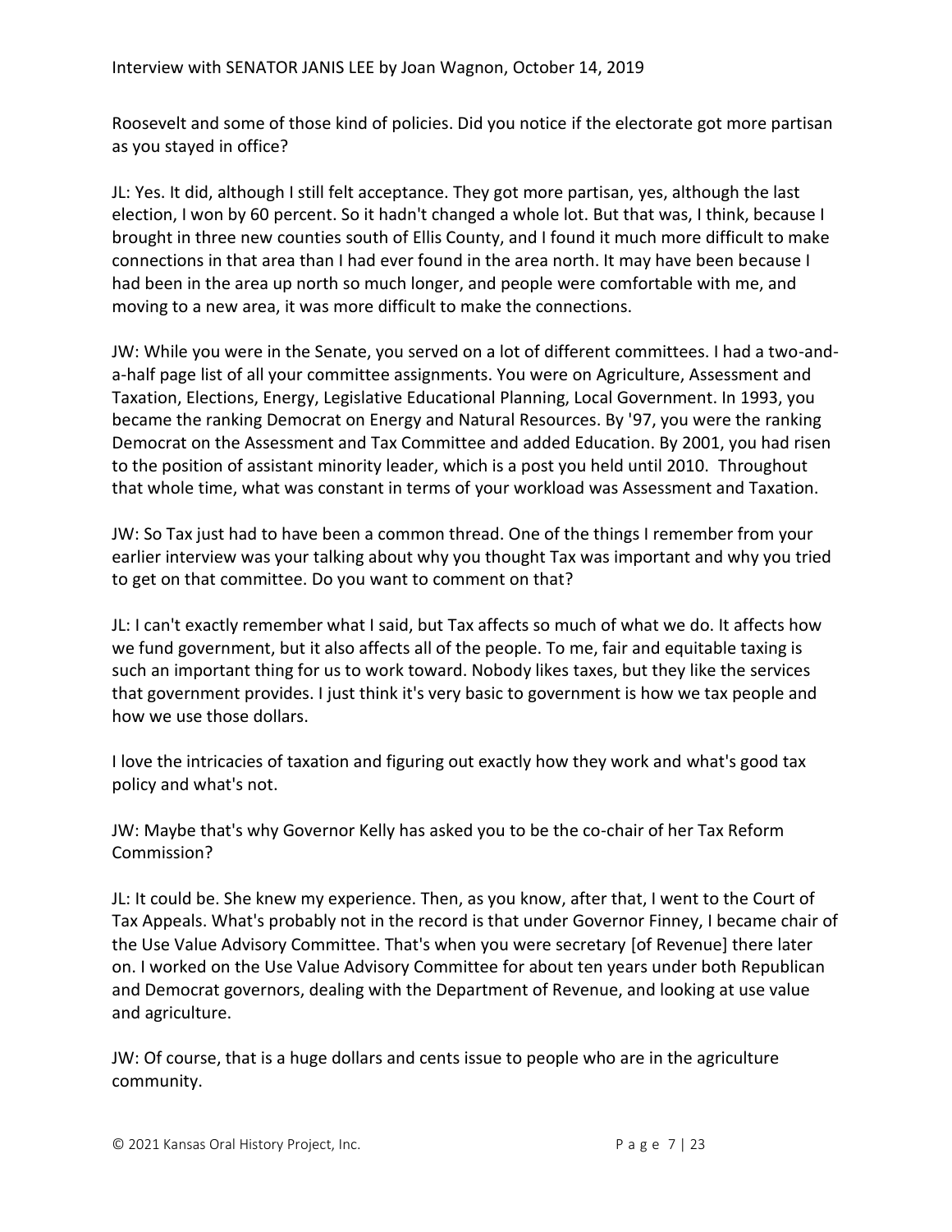Roosevelt and some of those kind of policies. Did you notice if the electorate got more partisan as you stayed in office?

JL: Yes. It did, although I still felt acceptance. They got more partisan, yes, although the last election, I won by 60 percent. So it hadn't changed a whole lot. But that was, I think, because I brought in three new counties south of Ellis County, and I found it much more difficult to make connections in that area than I had ever found in the area north. It may have been because I had been in the area up north so much longer, and people were comfortable with me, and moving to a new area, it was more difficult to make the connections.

JW: While you were in the Senate, you served on a lot of different committees. I had a two-and-a-half page list of all your committee assignments. You were on Agriculture, Assessment and Taxation, Elections, Energy, Legislative Educational Planning, Local Government. In 1993, you became the ranking Democrat on Energy and Natural Resources. By '97, you were the ranking Democrat on the Assessment and Tax Committee and added Education. By 2001, you had risen to the position of assistant minority leader, which is a post you held until 2010. Throughout that whole time, what was constant in terms of your workload was Assessment and Taxation.

JW: So Tax just had to have been a common thread. One of the things I remember from your earlier interview was your talking about why you thought Tax was important and why you tried to get on that committee. Do you want to comment on that?

JL: I can't exactly remember what I said, but Tax affects so much of what we do. It affects how we fund government, but it also affects all of the people. To me, fair and equitable taxing is such an important thing for us to work toward. Nobody likes taxes, but they like the services that government provides. I just think it's very basic to government is how we tax people and how we use those dollars.

I love the intricacies of taxation and figuring out exactly how they work and what's good tax policy and what's not.

JW: Maybe that's why Governor Kelly has asked you to be the co-chair of her Tax Reform Commission?

JL: It could be. She knew my experience. Then, as you know, after that, I went to the Court of Tax Appeals. What's probably not in the record is that under Governor Finney, I became chair of the Use Value Advisory Committee. That's when you were secretary [of Revenue] there later on. I worked on the Use Value Advisory Committee for about ten years under both Republican and Democrat governors, dealing with the Department of Revenue, and looking at use value and agriculture.

JW: Of course, that is a huge dollars and cents issue to people who are in the agriculture community.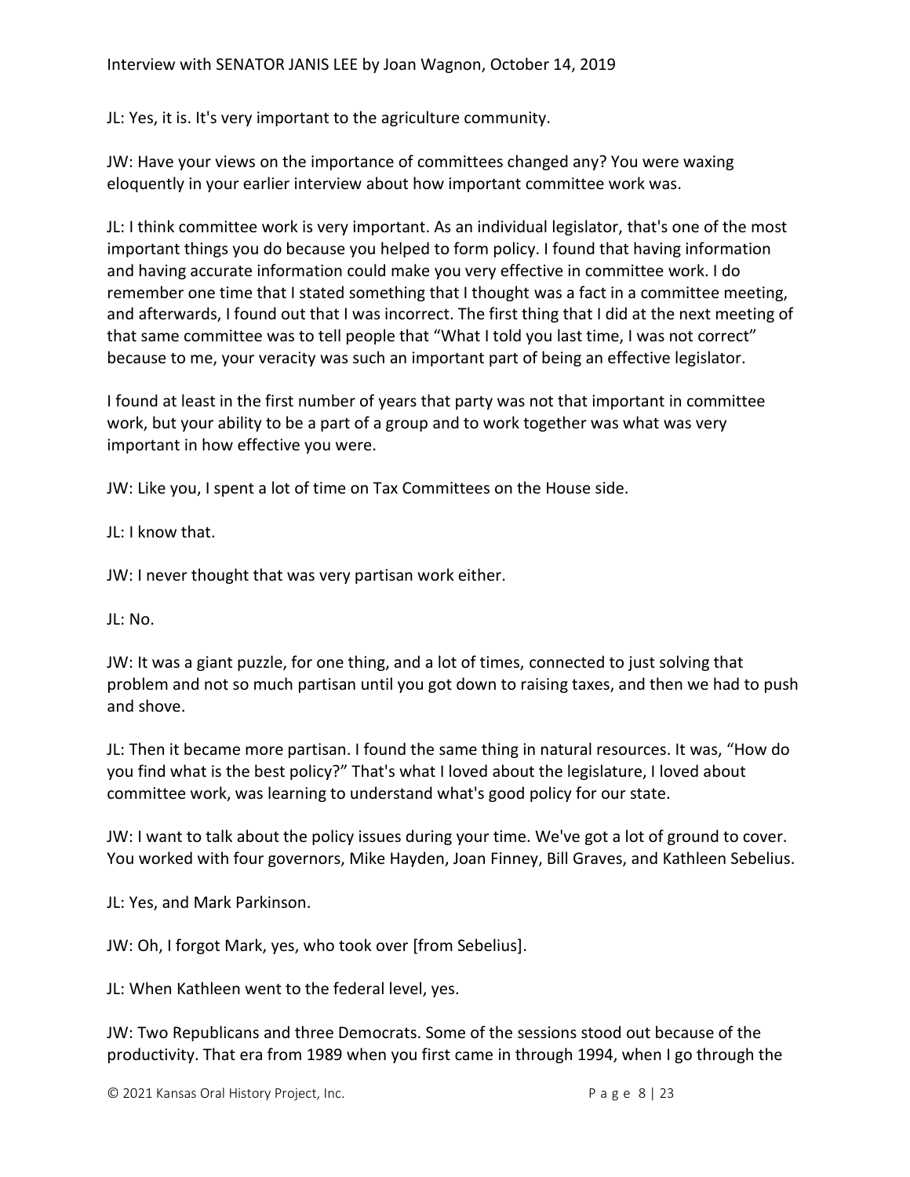JL: Yes, it is. It's very important to the agriculture community.

JW: Have your views on the importance of committees changed any? You were waxing eloquently in your earlier interview about how important committee work was.

JL: I think committee work is very important. As an individual legislator, that's one of the most important things you do because you helped to form policy. I found that having information and having accurate information could make you very effective in committee work. I do remember one time that I stated something that I thought was a fact in a committee meeting, and afterwards, I found out that I was incorrect. The first thing that I did at the next meeting of that same committee was to tell people that "What I told you last time, I was not correct" because to me, your veracity was such an important part of being an effective legislator.

I found at least in the first number of years that party was not that important in committee work, but your ability to be a part of a group and to work together was what was very important in how effective you were.

JW: Like you, I spent a lot of time on Tax Committees on the House side.

JL: I know that.

JW: I never thought that was very partisan work either.

JL: No.

JW: It was a giant puzzle, for one thing, and a lot of times, connected to just solving that problem and not so much partisan until you got down to raising taxes, and then we had to push and shove.

JL: Then it became more partisan. I found the same thing in natural resources. It was, "How do you find what is the best policy?" That's what I loved about the legislature, I loved about committee work, was learning to understand what's good policy for our state.

JW: I want to talk about the policy issues during your time. We've got a lot of ground to cover. You worked with four governors, Mike Hayden, Joan Finney, Bill Graves, and Kathleen Sebelius.

JL: Yes, and Mark Parkinson.

JW: Oh, I forgot Mark, yes, who took over [from Sebelius].

JL: When Kathleen went to the federal level, yes.

JW: Two Republicans and three Democrats. Some of the sessions stood out because of the productivity. That era from 1989 when you first came in through 1994, when I go through the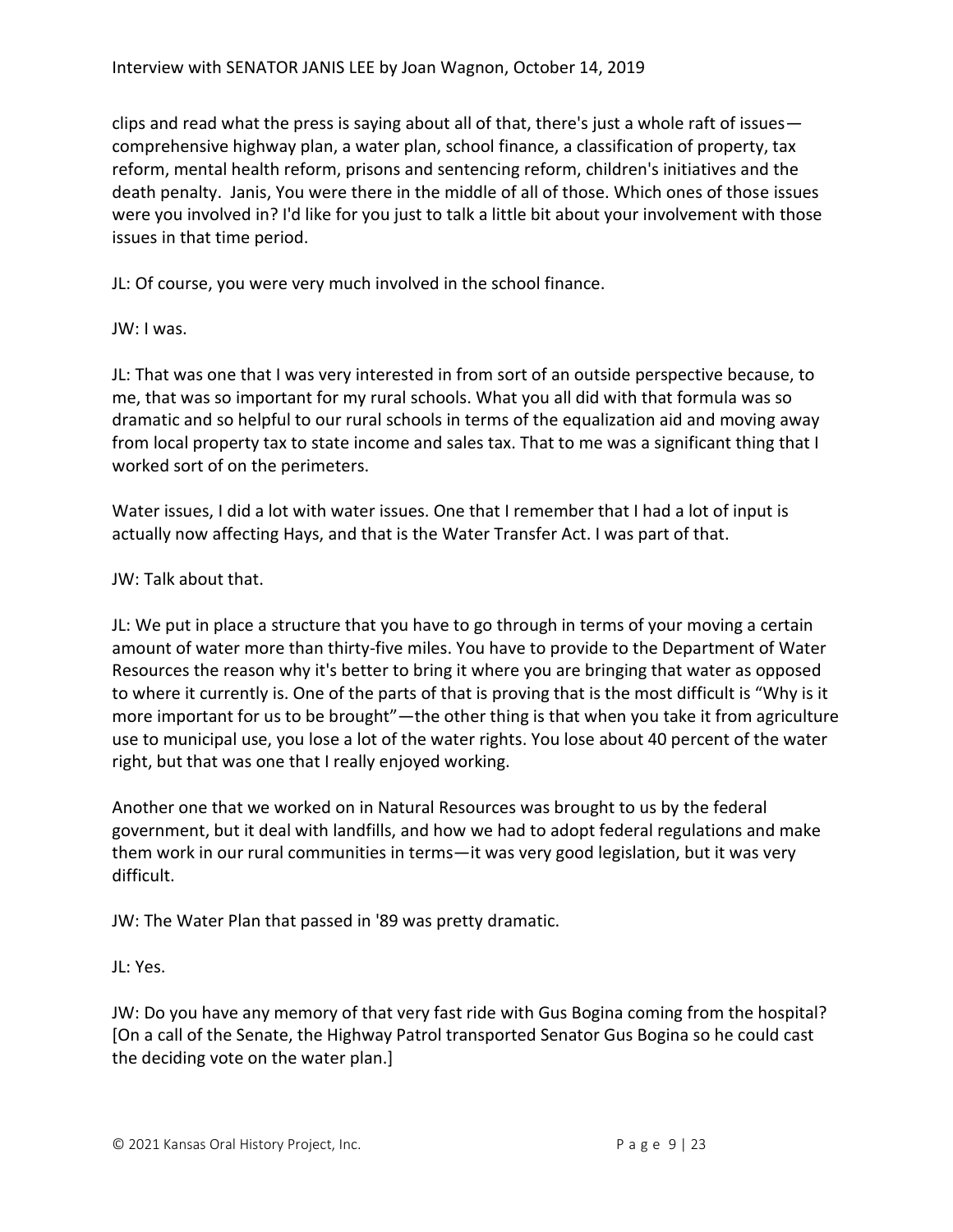clips and read what the press is saying about all of that, there's just a whole raft of issues—comprehensive highway plan, a water plan, school finance, a classification of property, tax reform, mental health reform, prisons and sentencing reform, children's initiatives and the death penalty. Janis, You were there in the middle of all of those. Which ones of those issues were you involved in? I'd like for you just to talk a little bit about your involvement with those issues in that time period.

JL: Of course, you were very much involved in the school finance.

JW: I was.

JL: That was one that I was very interested in from sort of an outside perspective because, to me, that was so important for my rural schools. What you all did with that formula was so dramatic and so helpful to our rural schools in terms of the equalization aid and moving away from local property tax to state income and sales tax. That to me was a significant thing that I worked sort of on the perimeters.

Water issues, I did a lot with water issues. One that I remember that I had a lot of input is actually now affecting Hays, and that is the Water Transfer Act. I was part of that.

JW: Talk about that.

JL: We put in place a structure that you have to go through in terms of your moving a certain amount of water more than thirty-five miles. You have to provide to the Department of Water Resources the reason why it's better to bring it where you are bringing that water as opposed to where it currently is. One of the parts of that is proving that is the most difficult is "Why is it more important for us to be brought"—the other thing is that when you take it from agriculture use to municipal use, you lose a lot of the water rights. You lose about 40 percent of the water right, but that was one that I really enjoyed working.

Another one that we worked on in Natural Resources was brought to us by the federal government, but it deal with landfills, and how we had to adopt federal regulations and make them work in our rural communities in terms—it was very good legislation, but it was very difficult.

JW: The Water Plan that passed in '89 was pretty dramatic.

JL: Yes.

JW: Do you have any memory of that very fast ride with Gus Bogina coming from the hospital? [On a call of the Senate, the Highway Patrol transported Senator Gus Bogina so he could cast the deciding vote on the water plan.]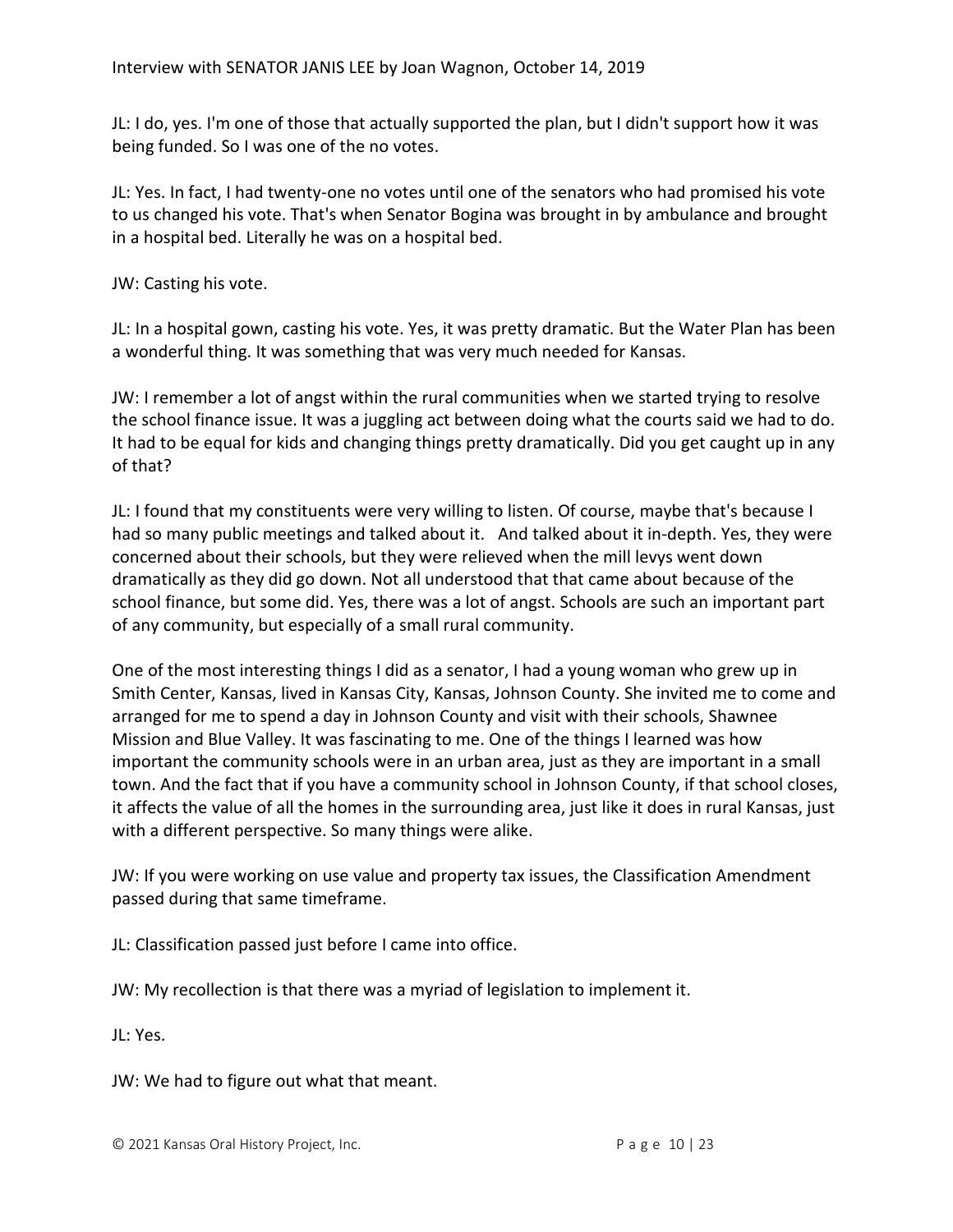JL: I do, yes. I'm one of those that actually supported the plan, but I didn't support how it was being funded. So I was one of the no votes.

JL: Yes. In fact, I had twenty-one no votes until one of the senators who had promised his vote to us changed his vote. That's when Senator Bogina was brought in by ambulance and brought in a hospital bed. Literally he was on a hospital bed.

JW: Casting his vote.

JL: In a hospital gown, casting his vote. Yes, it was pretty dramatic. But the Water Plan has been a wonderful thing. It was something that was very much needed for Kansas.

JW: I remember a lot of angst within the rural communities when we started trying to resolve the school finance issue. It was a juggling act between doing what the courts said we had to do. It had to be equal for kids and changing things pretty dramatically. Did you get caught up in any of that?

JL: I found that my constituents were very willing to listen. Of course, maybe that's because I had so many public meetings and talked about it. And talked about it in-depth. Yes, they were concerned about their schools, but they were relieved when the mill levys went down dramatically as they did go down. Not all understood that that came about because of the school finance, but some did. Yes, there was a lot of angst. Schools are such an important part of any community, but especially of a small rural community.

One of the most interesting things I did as a senator, I had a young woman who grew up in Smith Center, Kansas, lived in Kansas City, Kansas, Johnson County. She invited me to come and arranged for me to spend a day in Johnson County and visit with their schools, Shawnee Mission and Blue Valley. It was fascinating to me. One of the things I learned was how important the community schools were in an urban area, just as they are important in a small town. And the fact that if you have a community school in Johnson County, if that school closes, it affects the value of all the homes in the surrounding area, just like it does in rural Kansas, just with a different perspective. So many things were alike.

JW: If you were working on use value and property tax issues, the Classification Amendment passed during that same timeframe.

JL: Classification passed just before I came into office.

JW: My recollection is that there was a myriad of legislation to implement it.

JL: Yes.

JW: We had to figure out what that meant.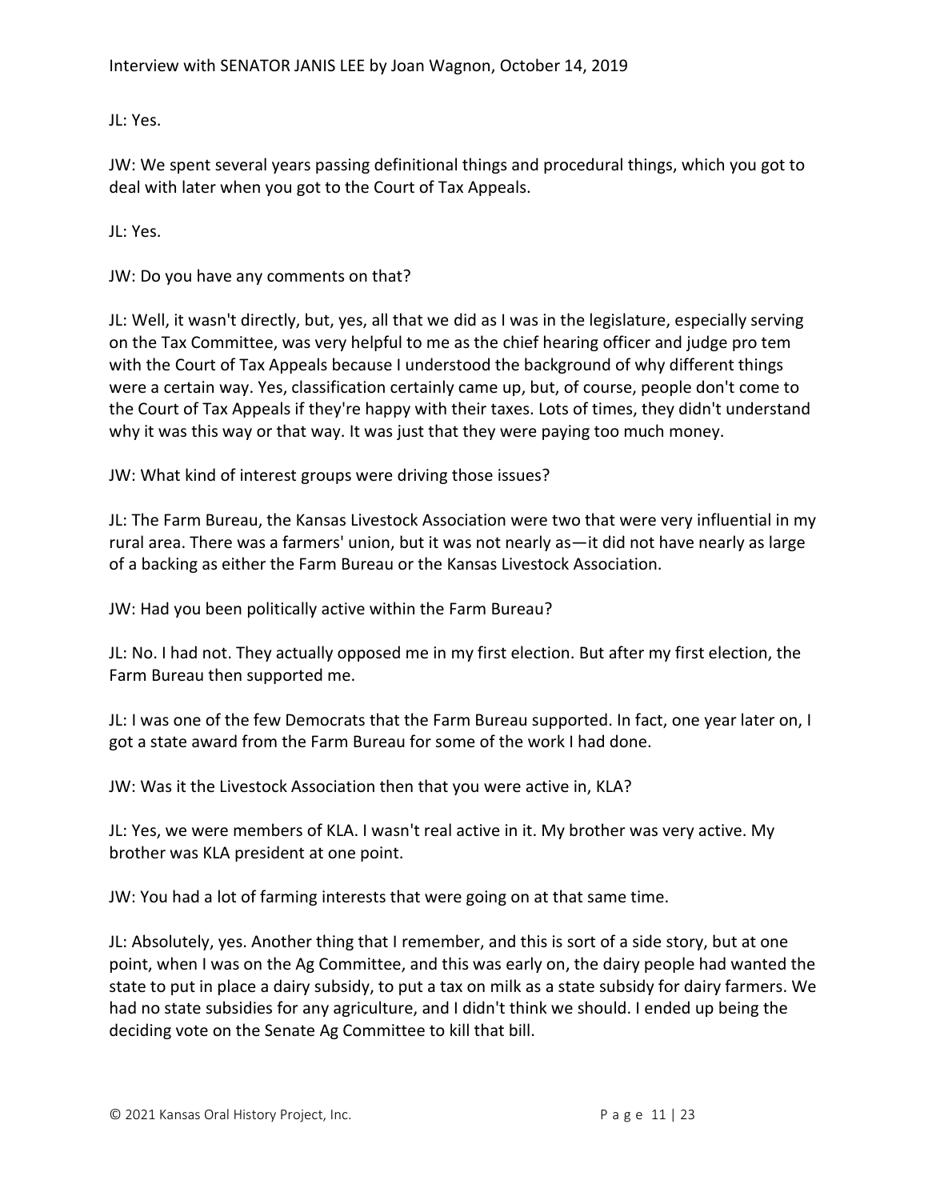JL: Yes.

JW: We spent several years passing definitional things and procedural things, which you got to deal with later when you got to the Court of Tax Appeals.

JL: Yes.

JW: Do you have any comments on that?

JL: Well, it wasn't directly, but, yes, all that we did as I was in the legislature, especially serving on the Tax Committee, was very helpful to me as the chief hearing officer and judge pro tem with the Court of Tax Appeals because I understood the background of why different things were a certain way. Yes, classification certainly came up, but, of course, people don't come to the Court of Tax Appeals if they're happy with their taxes. Lots of times, they didn't understand why it was this way or that way. It was just that they were paying too much money.

JW: What kind of interest groups were driving those issues?

JL: The Farm Bureau, the Kansas Livestock Association were two that were very influential in my rural area. There was a farmers' union, but it was not nearly as—it did not have nearly as large of a backing as either the Farm Bureau or the Kansas Livestock Association.

JW: Had you been politically active within the Farm Bureau?

JL: No. I had not. They actually opposed me in my first election. But after my first election, the Farm Bureau then supported me.

JL: I was one of the few Democrats that the Farm Bureau supported. In fact, one year later on, I got a state award from the Farm Bureau for some of the work I had done.

JW: Was it the Livestock Association then that you were active in, KLA?

JL: Yes, we were members of KLA. I wasn't real active in it. My brother was very active. My brother was KLA president at one point.

JW: You had a lot of farming interests that were going on at that same time.

JL: Absolutely, yes. Another thing that I remember, and this is sort of a side story, but at one point, when I was on the Ag Committee, and this was early on, the dairy people had wanted the state to put in place a dairy subsidy, to put a tax on milk as a state subsidy for dairy farmers. We had no state subsidies for any agriculture, and I didn't think we should. I ended up being the deciding vote on the Senate Ag Committee to kill that bill.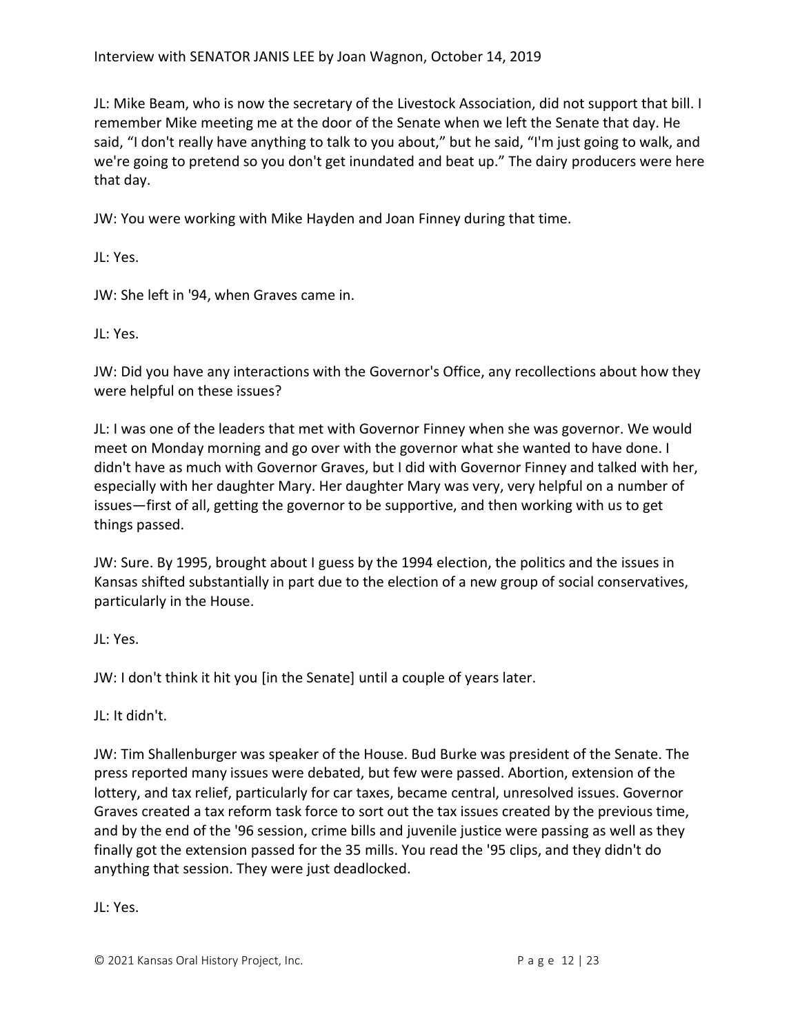JL: Mike Beam, who is now the secretary of the Livestock Association, did not support that bill. I remember Mike meeting me at the door of the Senate when we left the Senate that day. He said, "I don't really have anything to talk to you about," but he said, "I'm just going to walk, and we're going to pretend so you don't get inundated and beat up." The dairy producers were here that day.

JW: You were working with Mike Hayden and Joan Finney during that time.

JL: Yes.

JW: She left in '94, when Graves came in.

JL: Yes.

JW: Did you have any interactions with the Governor's Office, any recollections about how they were helpful on these issues?

JL: I was one of the leaders that met with Governor Finney when she was governor. We would meet on Monday morning and go over with the governor what she wanted to have done. I didn't have as much with Governor Graves, but I did with Governor Finney and talked with her, especially with her daughter Mary. Her daughter Mary was very, very helpful on a number of issues—first of all, getting the governor to be supportive, and then working with us to get things passed.

JW: Sure. By 1995, brought about I guess by the 1994 election, the politics and the issues in Kansas shifted substantially in part due to the election of a new group of social conservatives, particularly in the House.

JL: Yes.

JW: I don't think it hit you [in the Senate] until a couple of years later.

JL: It didn't.

JW: Tim Shallenburger was speaker of the House. Bud Burke was president of the Senate. The press reported many issues were debated, but few were passed. Abortion, extension of the lottery, and tax relief, particularly for car taxes, became central, unresolved issues. Governor Graves created a tax reform task force to sort out the tax issues created by the previous time, and by the end of the '96 session, crime bills and juvenile justice were passing as well as they finally got the extension passed for the 35 mills. You read the '95 clips, and they didn't do anything that session. They were just deadlocked.

JL: Yes.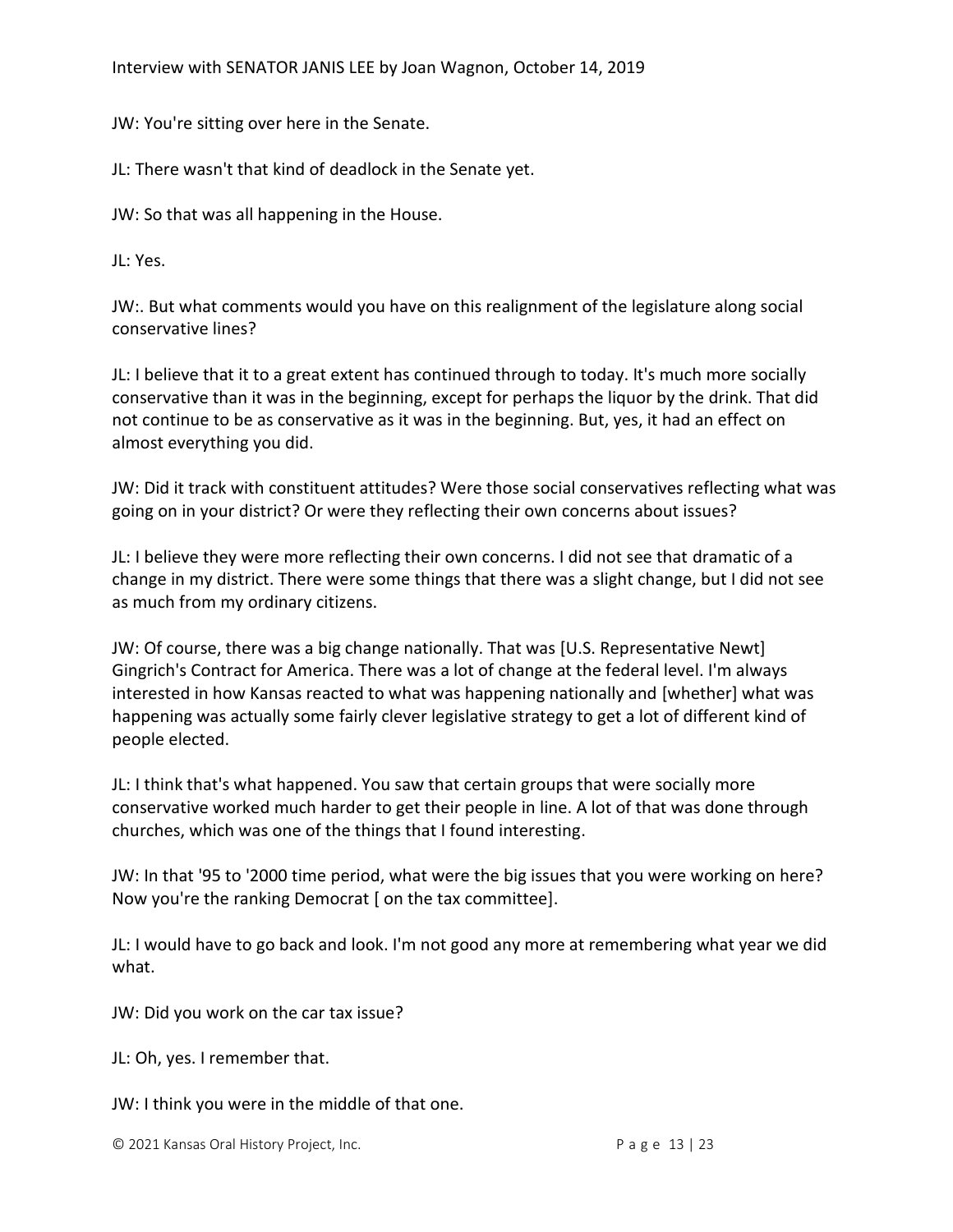JW: You're sitting over here in the Senate.

JL: There wasn't that kind of deadlock in the Senate yet.

JW: So that was all happening in the House.

JL: Yes.

JW:. But what comments would you have on this realignment of the legislature along social conservative lines?

JL: I believe that it to a great extent has continued through to today. It's much more socially conservative than it was in the beginning, except for perhaps the liquor by the drink. That did not continue to be as conservative as it was in the beginning. But, yes, it had an effect on almost everything you did.

JW: Did it track with constituent attitudes? Were those social conservatives reflecting what was going on in your district? Or were they reflecting their own concerns about issues?

JL: I believe they were more reflecting their own concerns. I did not see that dramatic of a change in my district. There were some things that there was a slight change, but I did not see as much from my ordinary citizens.

JW: Of course, there was a big change nationally. That was [U.S. Representative Newt] Gingrich's Contract for America. There was a lot of change at the federal level. I'm always interested in how Kansas reacted to what was happening nationally and [whether] what was happening was actually some fairly clever legislative strategy to get a lot of different kind of people elected.

JL: I think that's what happened. You saw that certain groups that were socially more conservative worked much harder to get their people in line. A lot of that was done through churches, which was one of the things that I found interesting.

JW: In that '95 to '2000 time period, what were the big issues that you were working on here? Now you're the ranking Democrat [ on the tax committee].

JL: I would have to go back and look. I'm not good any more at remembering what year we did what.

JW: Did you work on the car tax issue?

JL: Oh, yes. I remember that.

JW: I think you were in the middle of that one.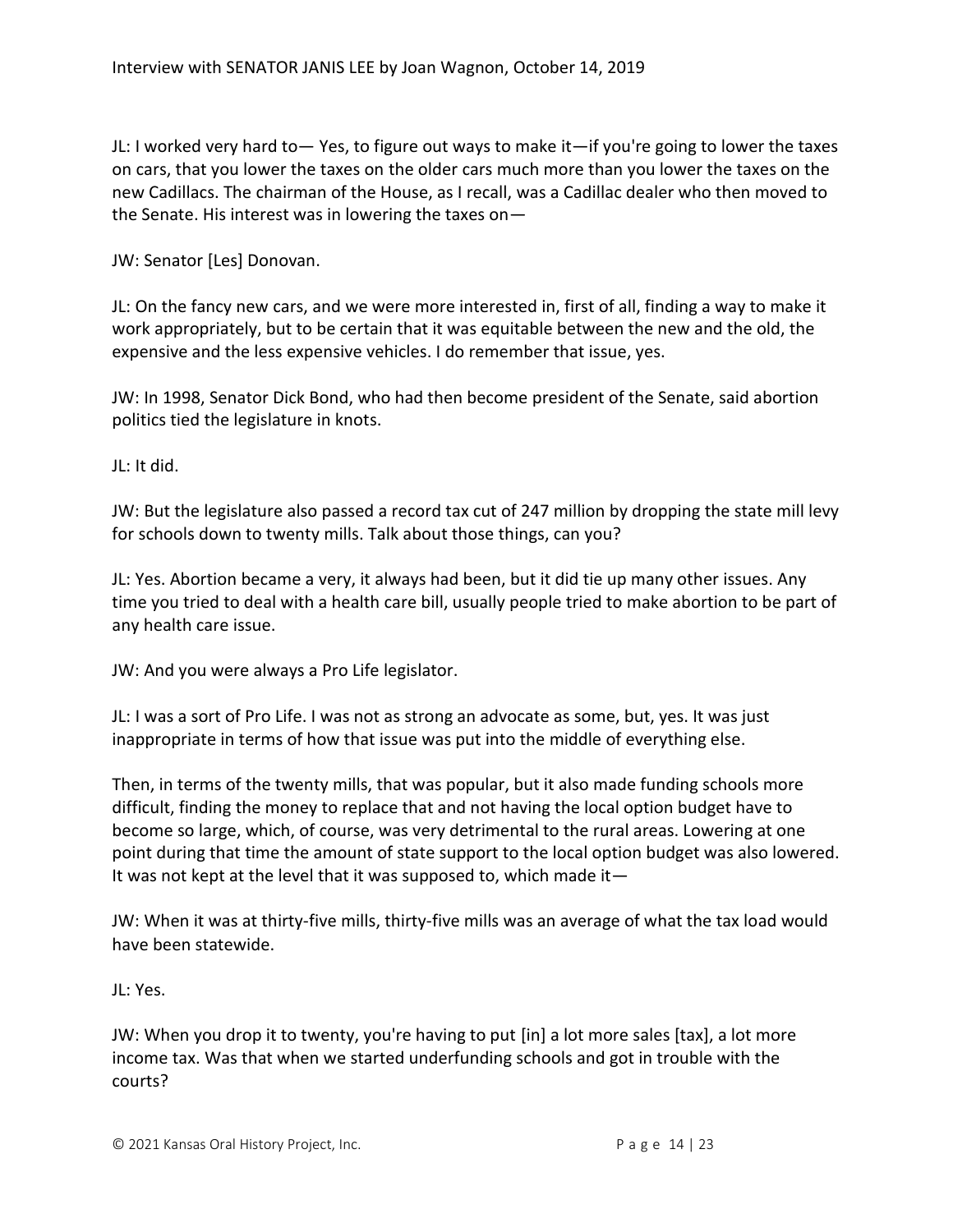JL: I worked very hard to— Yes, to figure out ways to make it—if you're going to lower the taxes on cars, that you lower the taxes on the older cars much more than you lower the taxes on the new Cadillacs. The chairman of the House, as I recall, was a Cadillac dealer who then moved to the Senate. His interest was in lowering the taxes on—

JW: Senator [Les] Donovan.

JL: On the fancy new cars, and we were more interested in, first of all, finding a way to make it work appropriately, but to be certain that it was equitable between the new and the old, the expensive and the less expensive vehicles. I do remember that issue, yes.

JW: In 1998, Senator Dick Bond, who had then become president of the Senate, said abortion politics tied the legislature in knots.

JL: It did.

JW: But the legislature also passed a record tax cut of 247 million by dropping the state mill levy for schools down to twenty mills. Talk about those things, can you?

JL: Yes. Abortion became a very, it always had been, but it did tie up many other issues. Any time you tried to deal with a health care bill, usually people tried to make abortion to be part of any health care issue.

JW: And you were always a Pro Life legislator.

JL: I was a sort of Pro Life. I was not as strong an advocate as some, but, yes. It was just inappropriate in terms of how that issue was put into the middle of everything else.

Then, in terms of the twenty mills, that was popular, but it also made funding schools more difficult, finding the money to replace that and not having the local option budget have to become so large, which, of course, was very detrimental to the rural areas. Lowering at one point during that time the amount of state support to the local option budget was also lowered. It was not kept at the level that it was supposed to, which made it—

JW: When it was at thirty-five mills, thirty-five mills was an average of what the tax load would have been statewide.

JL: Yes.

JW: When you drop it to twenty, you're having to put [in] a lot more sales [tax], a lot more income tax. Was that when we started underfunding schools and got in trouble with the courts?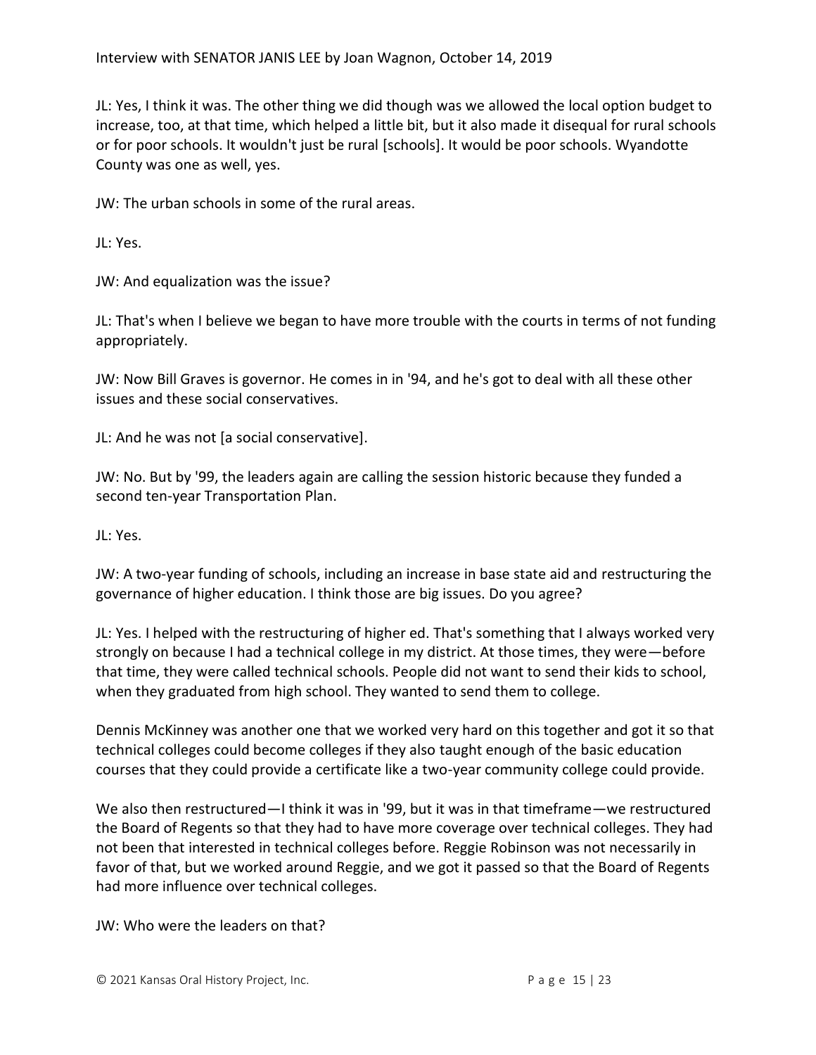JL: Yes, I think it was. The other thing we did though was we allowed the local option budget to increase, too, at that time, which helped a little bit, but it also made it disequal for rural schools or for poor schools. It wouldn't just be rural [schools]. It would be poor schools. Wyandotte County was one as well, yes.

JW: The urban schools in some of the rural areas.

JL: Yes.

JW: And equalization was the issue?

JL: That's when I believe we began to have more trouble with the courts in terms of not funding appropriately.

JW: Now Bill Graves is governor. He comes in in '94, and he's got to deal with all these other issues and these social conservatives.

JL: And he was not [a social conservative].

JW: No. But by '99, the leaders again are calling the session historic because they funded a second ten-year Transportation Plan.

JL: Yes.

JW: A two-year funding of schools, including an increase in base state aid and restructuring the governance of higher education. I think those are big issues. Do you agree?

JL: Yes. I helped with the restructuring of higher ed. That's something that I always worked very strongly on because I had a technical college in my district. At those times, they were—before that time, they were called technical schools. People did not want to send their kids to school, when they graduated from high school. They wanted to send them to college.

Dennis McKinney was another one that we worked very hard on this together and got it so that technical colleges could become colleges if they also taught enough of the basic education courses that they could provide a certificate like a two-year community college could provide.

We also then restructured—I think it was in '99, but it was in that timeframe—we restructured the Board of Regents so that they had to have more coverage over technical colleges. They had not been that interested in technical colleges before. Reggie Robinson was not necessarily in favor of that, but we worked around Reggie, and we got it passed so that the Board of Regents had more influence over technical colleges.

JW: Who were the leaders on that?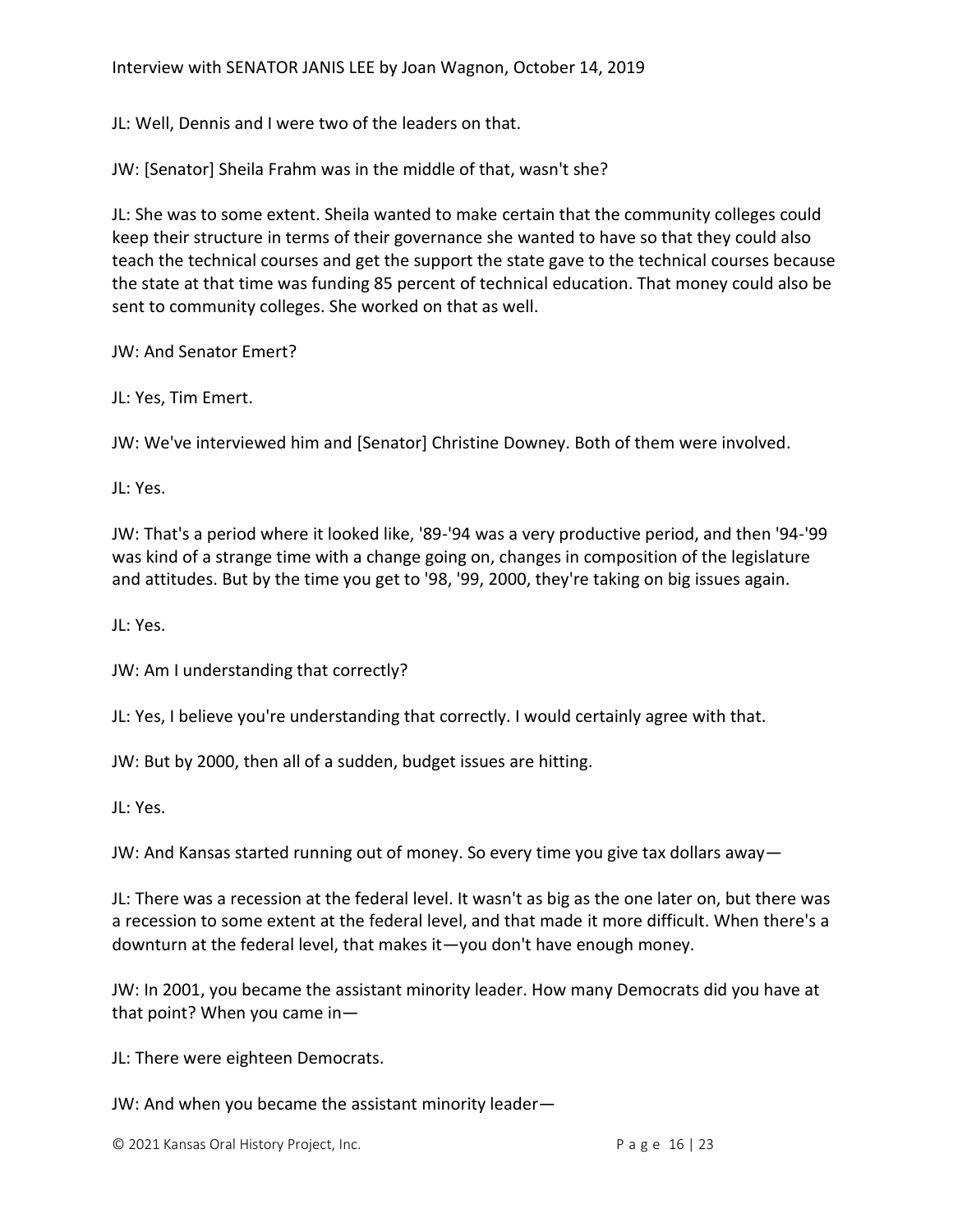JL: Well, Dennis and I were two of the leaders on that.

JW: [Senator] Sheila Frahm was in the middle of that, wasn't she?

JL: She was to some extent. Sheila wanted to make certain that the community colleges could keep their structure in terms of their governance she wanted to have so that they could also teach the technical courses and get the support the state gave to the technical courses because the state at that time was funding 85 percent of technical education. That money could also be sent to community colleges. She worked on that as well.

JW: And Senator Emert?

JL: Yes, Tim Emert.

JW: We've interviewed him and [Senator] Christine Downey. Both of them were involved.

JL: Yes.

JW: That's a period where it looked like, '89-'94 was a very productive period, and then '94-'99 was kind of a strange time with a change going on, changes in composition of the legislature and attitudes. But by the time you get to '98, '99, 2000, they're taking on big issues again.

JL: Yes.

JW: Am I understanding that correctly?

JL: Yes, I believe you're understanding that correctly. I would certainly agree with that.

JW: But by 2000, then all of a sudden, budget issues are hitting.

JL: Yes.

JW: And Kansas started running out of money. So every time you give tax dollars away—

JL: There was a recession at the federal level. It wasn't as big as the one later on, but there was a recession to some extent at the federal level, and that made it more difficult. When there's a downturn at the federal level, that makes it—you don't have enough money.

JW: In 2001, you became the assistant minority leader. How many Democrats did you have at that point? When you came in—

JL: There were eighteen Democrats.

JW: And when you became the assistant minority leader—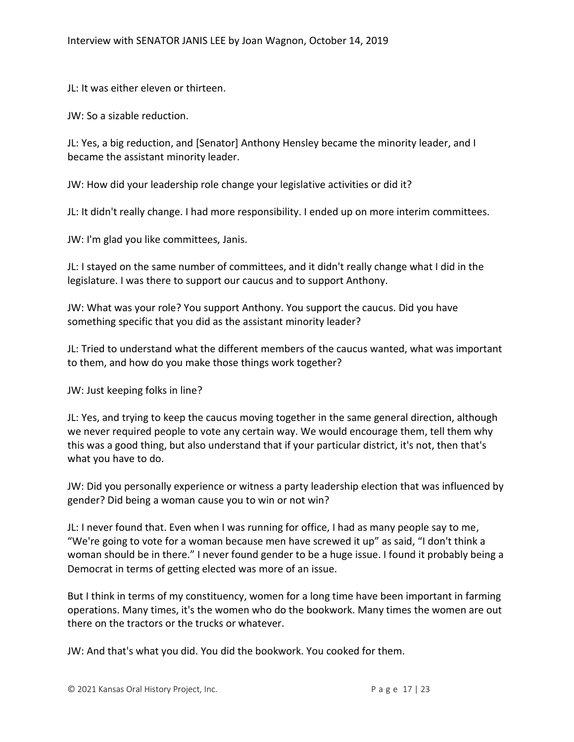JL: It was either eleven or thirteen.

JW: So a sizable reduction.

JL: Yes, a big reduction, and [Senator] Anthony Hensley became the minority leader, and I became the assistant minority leader.

JW: How did your leadership role change your legislative activities or did it?

JL: It didn't really change. I had more responsibility. I ended up on more interim committees.

JW: I'm glad you like committees, Janis.

JL: I stayed on the same number of committees, and it didn't really change what I did in the legislature. I was there to support our caucus and to support Anthony.

JW: What was your role? You support Anthony. You support the caucus. Did you have something specific that you did as the assistant minority leader?

JL: Tried to understand what the different members of the caucus wanted, what was important to them, and how do you make those things work together?

JW: Just keeping folks in line?

JL: Yes, and trying to keep the caucus moving together in the same general direction, although we never required people to vote any certain way. We would encourage them, tell them why this was a good thing, but also understand that if your particular district, it's not, then that's what you have to do.

JW: Did you personally experience or witness a party leadership election that was influenced by gender? Did being a woman cause you to win or not win?

JL: I never found that. Even when I was running for office, I had as many people say to me, "We're going to vote for a woman because men have screwed it up" as said, "I don't think a woman should be in there." I never found gender to be a huge issue. I found it probably being a Democrat in terms of getting elected was more of an issue.

But I think in terms of my constituency, women for a long time have been important in farming operations. Many times, it's the women who do the bookwork. Many times the women are out there on the tractors or the trucks or whatever.

JW: And that's what you did. You did the bookwork. You cooked for them.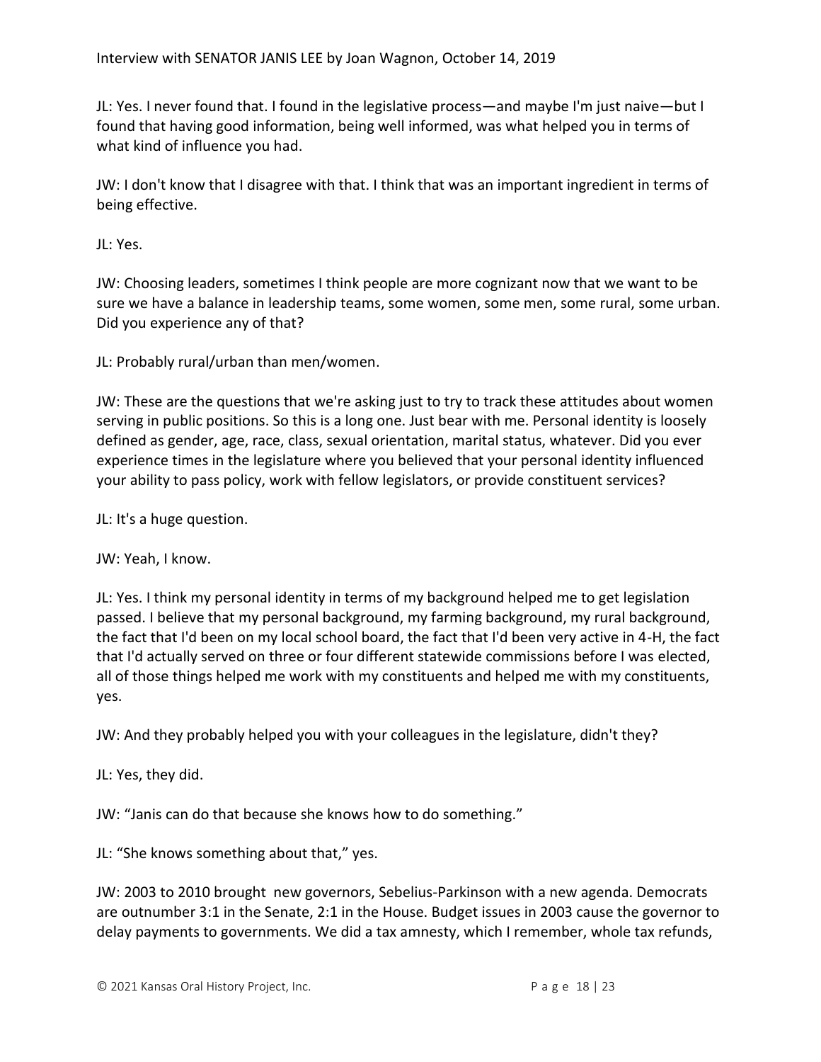JL: Yes. I never found that. I found in the legislative process—and maybe I'm just naive—but I found that having good information, being well informed, was what helped you in terms of what kind of influence you had.

JW: I don't know that I disagree with that. I think that was an important ingredient in terms of being effective.

JL: Yes.

JW: Choosing leaders, sometimes I think people are more cognizant now that we want to be sure we have a balance in leadership teams, some women, some men, some rural, some urban. Did you experience any of that?

JL: Probably rural/urban than men/women.

JW: These are the questions that we're asking just to try to track these attitudes about women serving in public positions. So this is a long one. Just bear with me. Personal identity is loosely defined as gender, age, race, class, sexual orientation, marital status, whatever. Did you ever experience times in the legislature where you believed that your personal identity influenced your ability to pass policy, work with fellow legislators, or provide constituent services?

JL: It's a huge question.

JW: Yeah, I know.

JL: Yes. I think my personal identity in terms of my background helped me to get legislation passed. I believe that my personal background, my farming background, my rural background, the fact that I'd been on my local school board, the fact that I'd been very active in 4-H, the fact that I'd actually served on three or four different statewide commissions before I was elected, all of those things helped me work with my constituents and helped me with my constituents, yes.

JW: And they probably helped you with your colleagues in the legislature, didn't they?

JL: Yes, they did.

JW: "Janis can do that because she knows how to do something."

JL: "She knows something about that," yes.

JW: 2003 to 2010 brought new governors, Sebelius-Parkinson with a new agenda. Democrats are outnumber 3:1 in the Senate, 2:1 in the House. Budget issues in 2003 cause the governor to delay payments to governments. We did a tax amnesty, which I remember, whole tax refunds,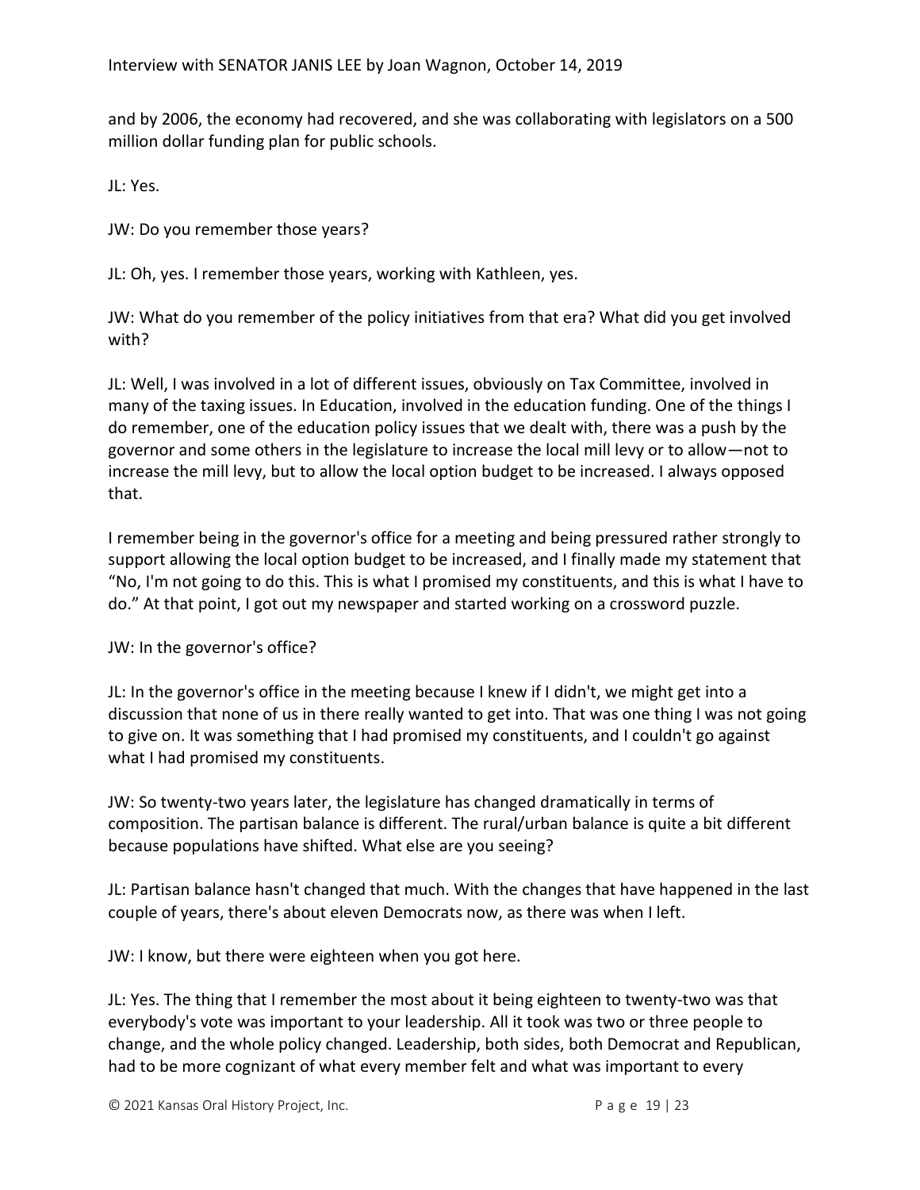and by 2006, the economy had recovered, and she was collaborating with legislators on a 500 million dollar funding plan for public schools.

JL: Yes.

JW: Do you remember those years?

JL: Oh, yes. I remember those years, working with Kathleen, yes.

JW: What do you remember of the policy initiatives from that era? What did you get involved with?

JL: Well, I was involved in a lot of different issues, obviously on Tax Committee, involved in many of the taxing issues. In Education, involved in the education funding. One of the things I do remember, one of the education policy issues that we dealt with, there was a push by the governor and some others in the legislature to increase the local mill levy or to allow—not to increase the mill levy, but to allow the local option budget to be increased. I always opposed that.

I remember being in the governor's office for a meeting and being pressured rather strongly to support allowing the local option budget to be increased, and I finally made my statement that "No, I'm not going to do this. This is what I promised my constituents, and this is what I have to do." At that point, I got out my newspaper and started working on a crossword puzzle.

JW: In the governor's office?

JL: In the governor's office in the meeting because I knew if I didn't, we might get into a discussion that none of us in there really wanted to get into. That was one thing I was not going to give on. It was something that I had promised my constituents, and I couldn't go against what I had promised my constituents.

JW: So twenty-two years later, the legislature has changed dramatically in terms of composition. The partisan balance is different. The rural/urban balance is quite a bit different because populations have shifted. What else are you seeing?

JL: Partisan balance hasn't changed that much. With the changes that have happened in the last couple of years, there's about eleven Democrats now, as there was when I left.

JW: I know, but there were eighteen when you got here.

JL: Yes. The thing that I remember the most about it being eighteen to twenty-two was that everybody's vote was important to your leadership. All it took was two or three people to change, and the whole policy changed. Leadership, both sides, both Democrat and Republican, had to be more cognizant of what every member felt and what was important to every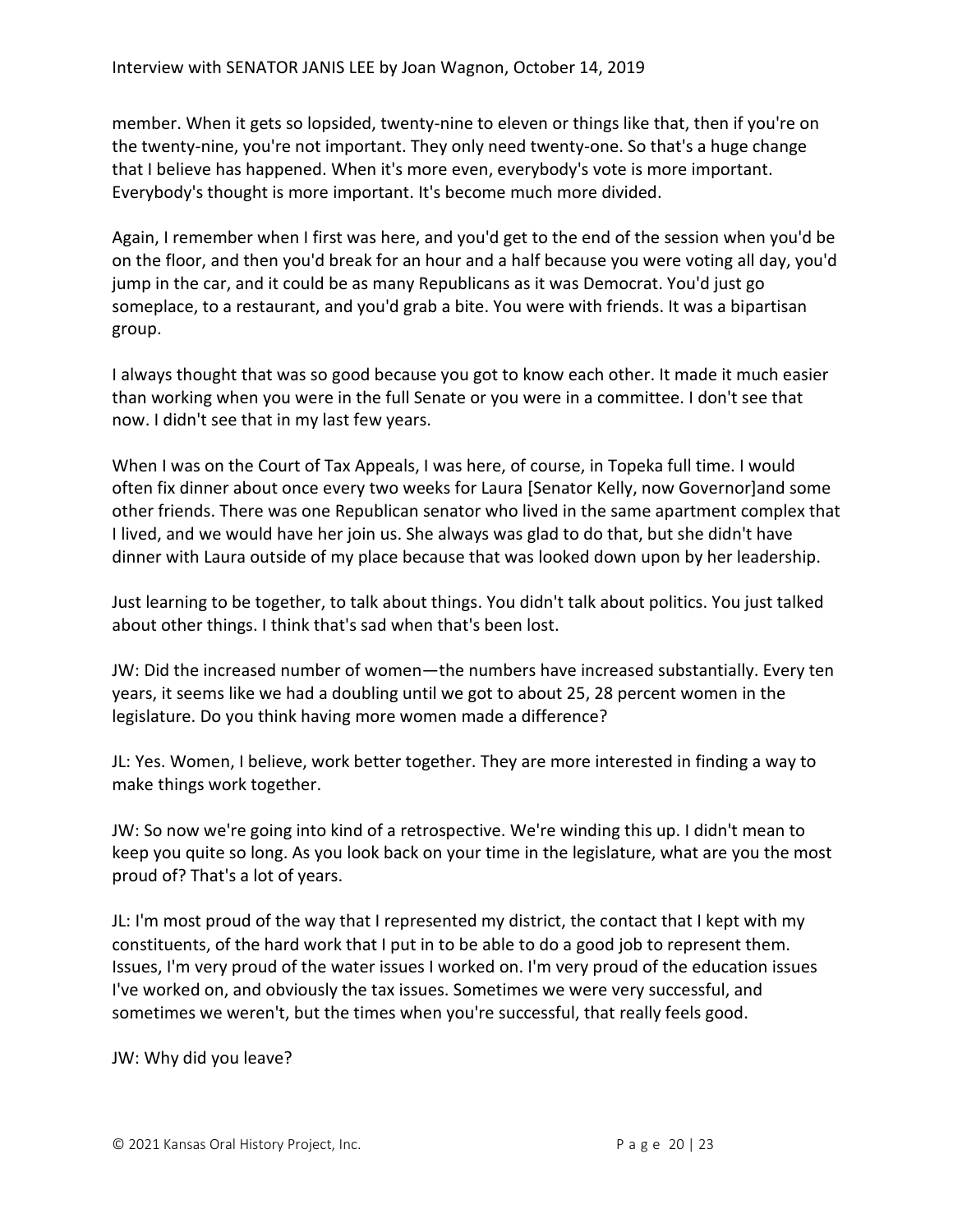member. When it gets so lopsided, twenty-nine to eleven or things like that, then if you're on the twenty-nine, you're not important. They only need twenty-one. So that's a huge change that I believe has happened. When it's more even, everybody's vote is more important. Everybody's thought is more important. It's become much more divided.

Again, I remember when I first was here, and you'd get to the end of the session when you'd be on the floor, and then you'd break for an hour and a half because you were voting all day, you'd jump in the car, and it could be as many Republicans as it was Democrat. You'd just go someplace, to a restaurant, and you'd grab a bite. You were with friends. It was a bipartisan group.

I always thought that was so good because you got to know each other. It made it much easier than working when you were in the full Senate or you were in a committee. I don't see that now. I didn't see that in my last few years.

When I was on the Court of Tax Appeals, I was here, of course, in Topeka full time. I would often fix dinner about once every two weeks for Laura [Senator Kelly, now Governor]and some other friends. There was one Republican senator who lived in the same apartment complex that I lived, and we would have her join us. She always was glad to do that, but she didn't have dinner with Laura outside of my place because that was looked down upon by her leadership.

Just learning to be together, to talk about things. You didn't talk about politics. You just talked about other things. I think that's sad when that's been lost.

JW: Did the increased number of women—the numbers have increased substantially. Every ten years, it seems like we had a doubling until we got to about 25, 28 percent women in the legislature. Do you think having more women made a difference?

JL: Yes. Women, I believe, work better together. They are more interested in finding a way to make things work together.

JW: So now we're going into kind of a retrospective. We're winding this up. I didn't mean to keep you quite so long. As you look back on your time in the legislature, what are you the most proud of? That's a lot of years.

JL: I'm most proud of the way that I represented my district, the contact that I kept with my constituents, of the hard work that I put in to be able to do a good job to represent them. Issues, I'm very proud of the water issues I worked on. I'm very proud of the education issues I've worked on, and obviously the tax issues. Sometimes we were very successful, and sometimes we weren't, but the times when you're successful, that really feels good.

JW: Why did you leave?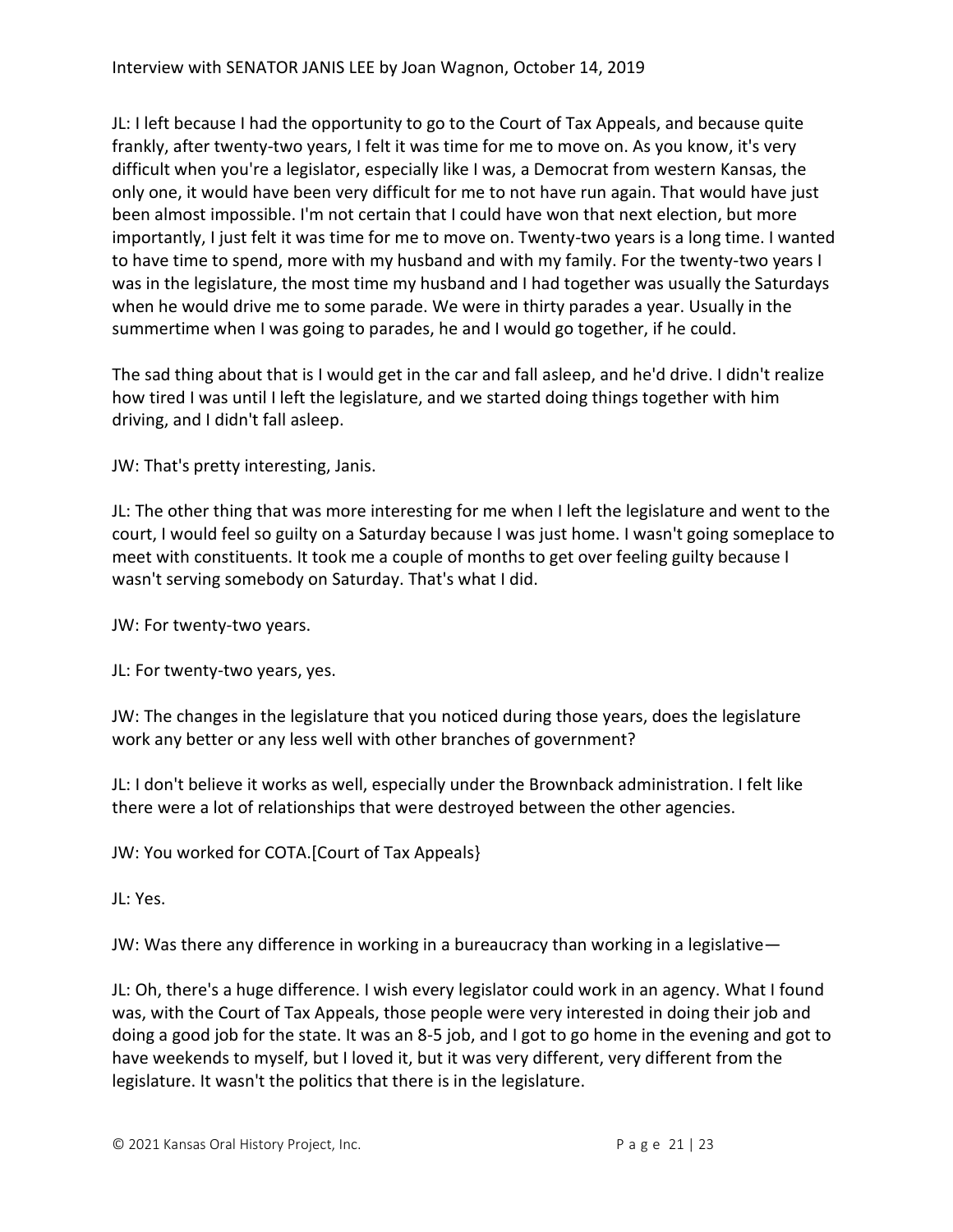JL: I left because I had the opportunity to go to the Court of Tax Appeals, and because quite frankly, after twenty-two years, I felt it was time for me to move on. As you know, it's very difficult when you're a legislator, especially like I was, a Democrat from western Kansas, the only one, it would have been very difficult for me to not have run again. That would have just been almost impossible. I'm not certain that I could have won that next election, but more importantly, I just felt it was time for me to move on. Twenty-two years is a long time. I wanted to have time to spend, more with my husband and with my family. For the twenty-two years I was in the legislature, the most time my husband and I had together was usually the Saturdays when he would drive me to some parade. We were in thirty parades a year. Usually in the summertime when I was going to parades, he and I would go together, if he could.

The sad thing about that is I would get in the car and fall asleep, and he'd drive. I didn't realize how tired I was until I left the legislature, and we started doing things together with him driving, and I didn't fall asleep.

JW: That's pretty interesting, Janis.

JL: The other thing that was more interesting for me when I left the legislature and went to the court, I would feel so guilty on a Saturday because I was just home. I wasn't going someplace to meet with constituents. It took me a couple of months to get over feeling guilty because I wasn't serving somebody on Saturday. That's what I did.

JW: For twenty-two years.

JL: For twenty-two years, yes.

JW: The changes in the legislature that you noticed during those years, does the legislature work any better or any less well with other branches of government?

JL: I don't believe it works as well, especially under the Brownback administration. I felt like there were a lot of relationships that were destroyed between the other agencies.

JW: You worked for COTA.[Court of Tax Appeals}

JL: Yes.

JW: Was there any difference in working in a bureaucracy than working in a legislative—

JL: Oh, there's a huge difference. I wish every legislator could work in an agency. What I found was, with the Court of Tax Appeals, those people were very interested in doing their job and doing a good job for the state. It was an 8-5 job, and I got to go home in the evening and got to have weekends to myself, but I loved it, but it was very different, very different from the legislature. It wasn't the politics that there is in the legislature.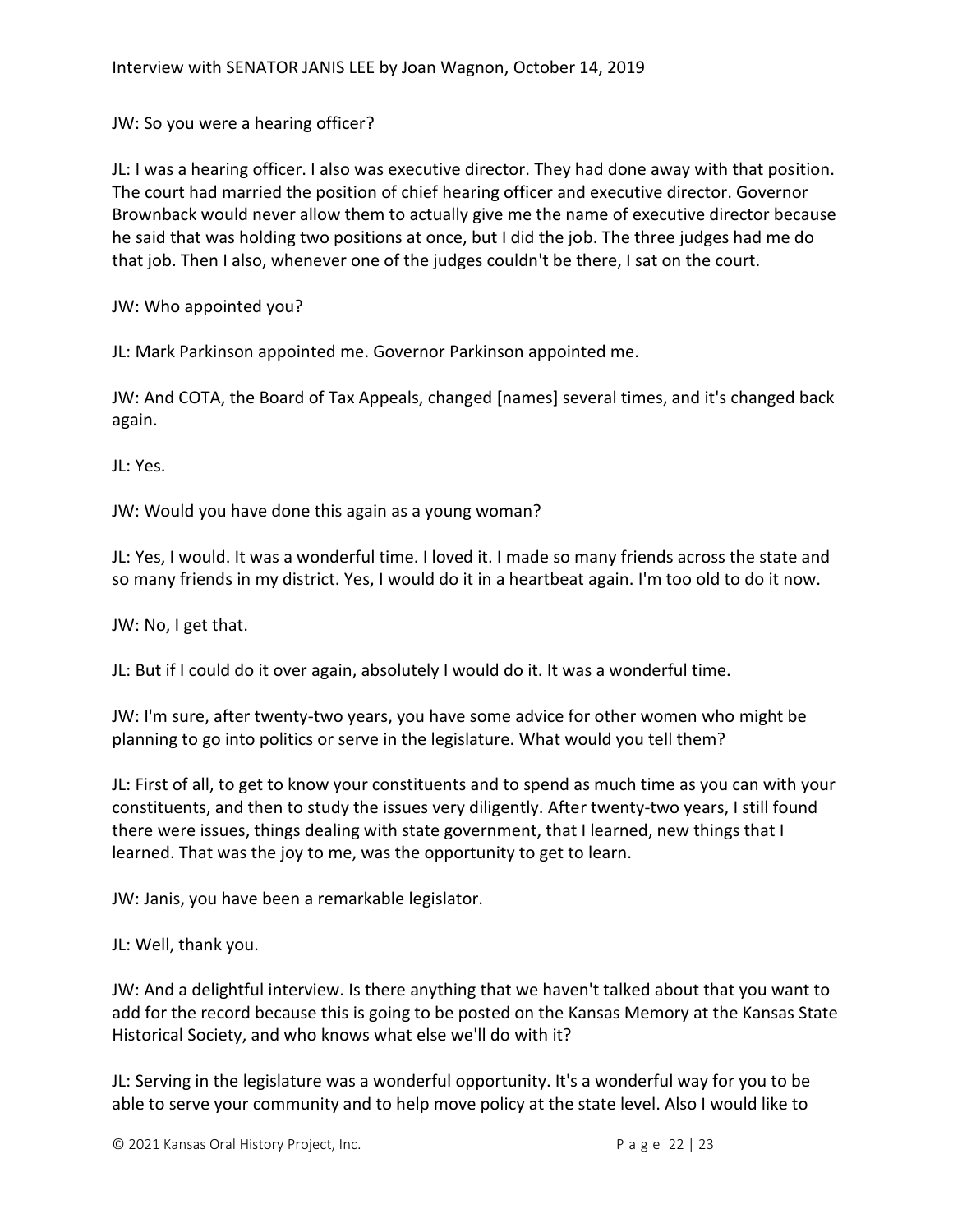JW: So you were a hearing officer?

JL: I was a hearing officer. I also was executive director. They had done away with that position. The court had married the position of chief hearing officer and executive director. Governor Brownback would never allow them to actually give me the name of executive director because he said that was holding two positions at once, but I did the job. The three judges had me do that job. Then I also, whenever one of the judges couldn't be there, I sat on the court.

JW: Who appointed you?

JL: Mark Parkinson appointed me. Governor Parkinson appointed me.

JW: And COTA, the Board of Tax Appeals, changed [names] several times, and it's changed back again.

JL: Yes.

JW: Would you have done this again as a young woman?

JL: Yes, I would. It was a wonderful time. I loved it. I made so many friends across the state and so many friends in my district. Yes, I would do it in a heartbeat again. I'm too old to do it now.

JW: No, I get that.

JL: But if I could do it over again, absolutely I would do it. It was a wonderful time.

JW: I'm sure, after twenty-two years, you have some advice for other women who might be planning to go into politics or serve in the legislature. What would you tell them?

JL: First of all, to get to know your constituents and to spend as much time as you can with your constituents, and then to study the issues very diligently. After twenty-two years, I still found there were issues, things dealing with state government, that I learned, new things that I learned. That was the joy to me, was the opportunity to get to learn.

JW: Janis, you have been a remarkable legislator.

JL: Well, thank you.

JW: And a delightful interview. Is there anything that we haven't talked about that you want to add for the record because this is going to be posted on the Kansas Memory at the Kansas State Historical Society, and who knows what else we'll do with it?

JL: Serving in the legislature was a wonderful opportunity. It's a wonderful way for you to be able to serve your community and to help move policy at the state level. Also I would like to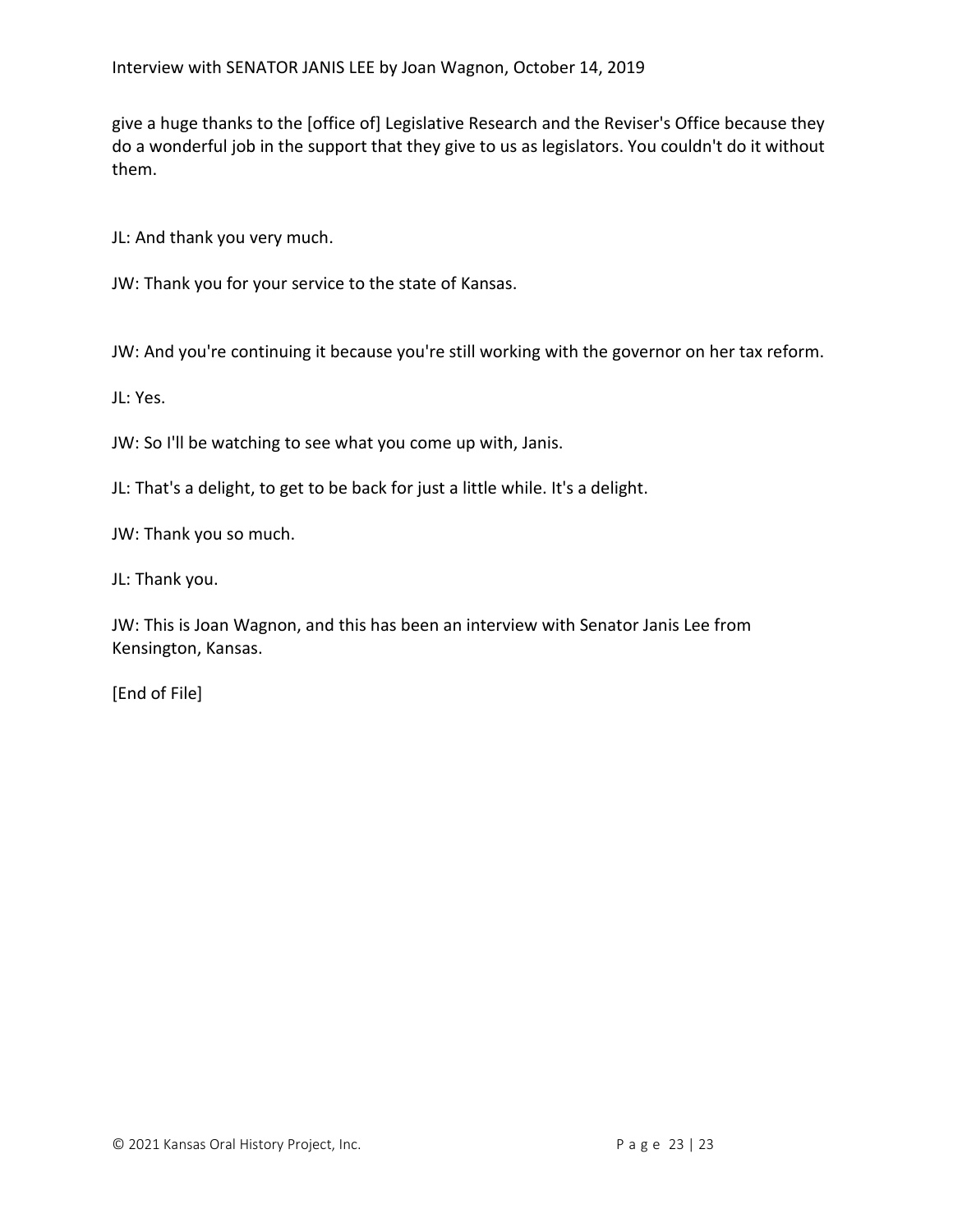give a huge thanks to the [office of] Legislative Research and the Reviser's Office because they do a wonderful job in the support that they give to us as legislators. You couldn't do it without them.

JL: And thank you very much.

JW: Thank you for your service to the state of Kansas.

JW: And you're continuing it because you're still working with the governor on her tax reform.

JL: Yes.

JW: So I'll be watching to see what you come up with, Janis.

JL: That's a delight, to get to be back for just a little while. It's a delight.

JW: Thank you so much.

JL: Thank you.

JW: This is Joan Wagnon, and this has been an interview with Senator Janis Lee from Kensington, Kansas.

[End of File]